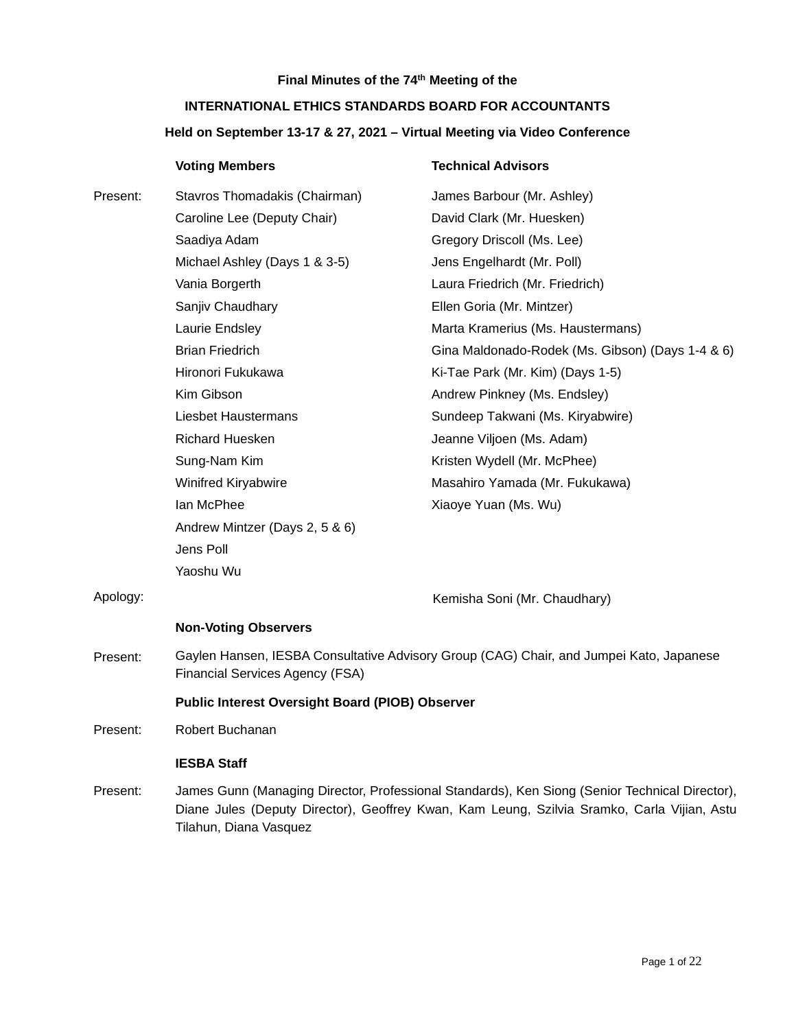**Final Minutes of the 74th Meeting of the**

**INTERNATIONAL ETHICS STANDARDS BOARD FOR ACCOUNTANTS**

**Held on September 13-17 & 27, 2021 – Virtual Meeting via Video Conference**

| | **Voting Members** | **Technical Advisors** |
|---|---|---|
| Present: | Stavros Thomadakis (Chairman) | James Barbour (Mr. Ashley) |
| | Caroline Lee (Deputy Chair) | David Clark (Mr. Huesken) |
| | Saadiya Adam | Gregory Driscoll (Ms. Lee) |
| | Michael Ashley (Days 1 & 3-5) | Jens Engelhardt (Mr. Poll) |
| | Vania Borgerth | Laura Friedrich (Mr. Friedrich) |
| | Sanjiv Chaudhary | Ellen Goria (Mr. Mintzer) |
| | Laurie Endsley | Marta Kramerius (Ms. Haustermans) |
| | Brian Friedrich | Gina Maldonado-Rodek (Ms. Gibson) (Days 1-4 & 6) |
| | Hironori Fukukawa | Ki-Tae Park (Mr. Kim) (Days 1-5) |
| | Kim Gibson | Andrew Pinkney (Ms. Endsley) |
| | Liesbet Haustermans | Sundeep Takwani (Ms. Kiryabwire) |
| | Richard Huesken | Jeanne Viljoen (Ms. Adam) |
| | Sung-Nam Kim | Kristen Wydell (Mr. McPhee) |
| | Winifred Kiryabwire | Masahiro Yamada (Mr. Fukukawa) |
| | Ian McPhee | Xiaoye Yuan (Ms. Wu) |
| | Andrew Mintzer (Days 2, 5 & 6) | |
| | Jens Poll | |
| | Yaoshu Wu | |
| Apology: | | Kemisha Soni (Mr. Chaudhary) |

**Non-Voting Observers**

Present: Gaylen Hansen, IESBA Consultative Advisory Group (CAG) Chair, and Jumpei Kato, Japanese Financial Services Agency (FSA)

**Public Interest Oversight Board (PIOB) Observer**

Present: Robert Buchanan

**IESBA Staff**

Present: James Gunn (Managing Director, Professional Standards), Ken Siong (Senior Technical Director), Diane Jules (Deputy Director), Geoffrey Kwan, Kam Leung, Szilvia Sramko, Carla Vijian, Astu Tilahun, Diana Vasquez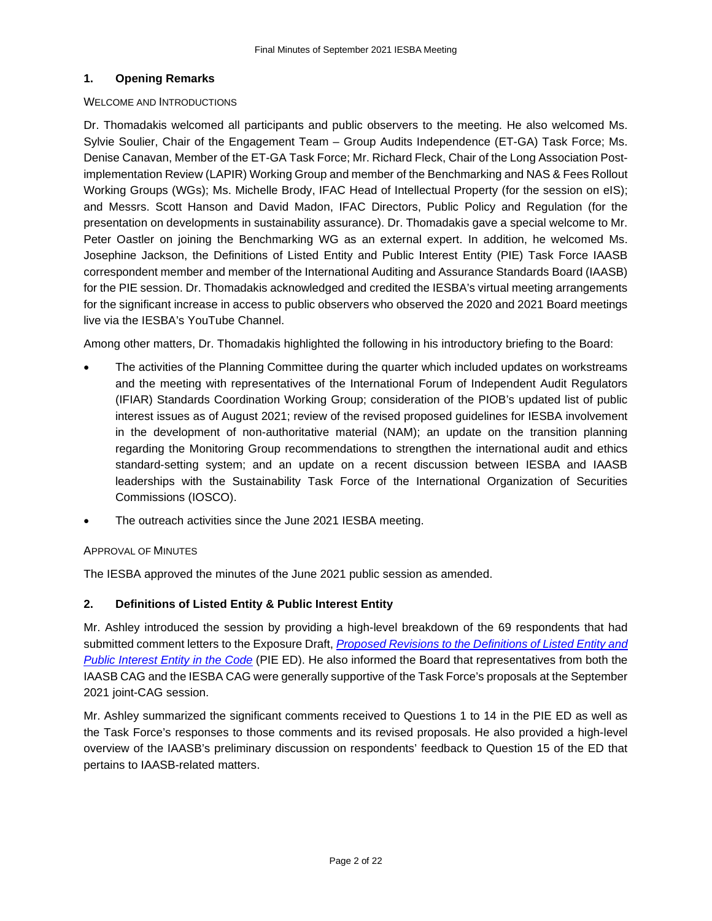## 1. Opening Remarks

WELCOME AND INTRODUCTIONS

Dr. Thomadakis welcomed all participants and public observers to the meeting. He also welcomed Ms. Sylvie Soulier, Chair of the Engagement Team – Group Audits Independence (ET-GA) Task Force; Ms. Denise Canavan, Member of the ET-GA Task Force; Mr. Richard Fleck, Chair of the Long Association Post-implementation Review (LAPIR) Working Group and member of the Benchmarking and NAS & Fees Rollout Working Groups (WGs); Ms. Michelle Brody, IFAC Head of Intellectual Property (for the session on eIS); and Messrs. Scott Hanson and David Madon, IFAC Directors, Public Policy and Regulation (for the presentation on developments in sustainability assurance). Dr. Thomadakis gave a special welcome to Mr. Peter Oastler on joining the Benchmarking WG as an external expert. In addition, he welcomed Ms. Josephine Jackson, the Definitions of Listed Entity and Public Interest Entity (PIE) Task Force IAASB correspondent member and member of the International Auditing and Assurance Standards Board (IAASB) for the PIE session. Dr. Thomadakis acknowledged and credited the IESBA's virtual meeting arrangements for the significant increase in access to public observers who observed the 2020 and 2021 Board meetings live via the IESBA's YouTube Channel.

Among other matters, Dr. Thomadakis highlighted the following in his introductory briefing to the Board:

- The activities of the Planning Committee during the quarter which included updates on workstreams and the meeting with representatives of the International Forum of Independent Audit Regulators (IFIAR) Standards Coordination Working Group; consideration of the PIOB's updated list of public interest issues as of August 2021; review of the revised proposed guidelines for IESBA involvement in the development of non-authoritative material (NAM); an update on the transition planning regarding the Monitoring Group recommendations to strengthen the international audit and ethics standard-setting system; and an update on a recent discussion between IESBA and IAASB leaderships with the Sustainability Task Force of the International Organization of Securities Commissions (IOSCO).
- The outreach activities since the June 2021 IESBA meeting.

APPROVAL OF MINUTES

The IESBA approved the minutes of the June 2021 public session as amended.

## 2. Definitions of Listed Entity & Public Interest Entity

Mr. Ashley introduced the session by providing a high-level breakdown of the 69 respondents that had submitted comment letters to the Exposure Draft, *Proposed Revisions to the Definitions of Listed Entity and Public Interest Entity in the Code* (PIE ED). He also informed the Board that representatives from both the IAASB CAG and the IESBA CAG were generally supportive of the Task Force's proposals at the September 2021 joint-CAG session.

Mr. Ashley summarized the significant comments received to Questions 1 to 14 in the PIE ED as well as the Task Force's responses to those comments and its revised proposals. He also provided a high-level overview of the IAASB's preliminary discussion on respondents' feedback to Question 15 of the ED that pertains to IAASB-related matters.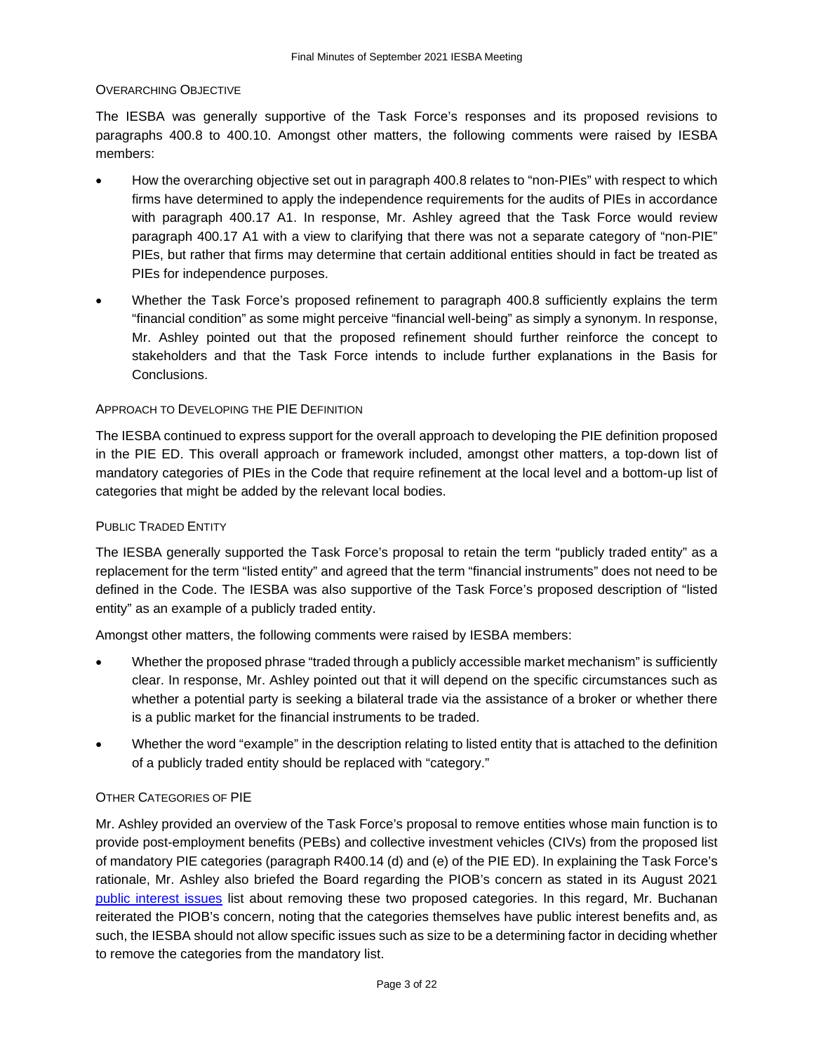### Overarching Objective

The IESBA was generally supportive of the Task Force's responses and its proposed revisions to paragraphs 400.8 to 400.10. Amongst other matters, the following comments were raised by IESBA members:

- How the overarching objective set out in paragraph 400.8 relates to "non-PIEs" with respect to which firms have determined to apply the independence requirements for the audits of PIEs in accordance with paragraph 400.17 A1. In response, Mr. Ashley agreed that the Task Force would review paragraph 400.17 A1 with a view to clarifying that there was not a separate category of "non-PIE" PIEs, but rather that firms may determine that certain additional entities should in fact be treated as PIEs for independence purposes.
- Whether the Task Force's proposed refinement to paragraph 400.8 sufficiently explains the term "financial condition" as some might perceive "financial well-being" as simply a synonym. In response, Mr. Ashley pointed out that the proposed refinement should further reinforce the concept to stakeholders and that the Task Force intends to include further explanations in the Basis for Conclusions.

### Approach to Developing the PIE Definition

The IESBA continued to express support for the overall approach to developing the PIE definition proposed in the PIE ED. This overall approach or framework included, amongst other matters, a top-down list of mandatory categories of PIEs in the Code that require refinement at the local level and a bottom-up list of categories that might be added by the relevant local bodies.

### Public Traded Entity

The IESBA generally supported the Task Force's proposal to retain the term "publicly traded entity" as a replacement for the term "listed entity" and agreed that the term "financial instruments" does not need to be defined in the Code. The IESBA was also supportive of the Task Force's proposed description of "listed entity" as an example of a publicly traded entity.

Amongst other matters, the following comments were raised by IESBA members:

- Whether the proposed phrase "traded through a publicly accessible market mechanism" is sufficiently clear. In response, Mr. Ashley pointed out that it will depend on the specific circumstances such as whether a potential party is seeking a bilateral trade via the assistance of a broker or whether there is a public market for the financial instruments to be traded.
- Whether the word "example" in the description relating to listed entity that is attached to the definition of a publicly traded entity should be replaced with "category."

### Other Categories of PIE

Mr. Ashley provided an overview of the Task Force's proposal to remove entities whose main function is to provide post-employment benefits (PEBs) and collective investment vehicles (CIVs) from the proposed list of mandatory PIE categories (paragraph R400.14 (d) and (e) of the PIE ED). In explaining the Task Force's rationale, Mr. Ashley also briefed the Board regarding the PIOB's concern as stated in its August 2021 public interest issues list about removing these two proposed categories. In this regard, Mr. Buchanan reiterated the PIOB's concern, noting that the categories themselves have public interest benefits and, as such, the IESBA should not allow specific issues such as size to be a determining factor in deciding whether to remove the categories from the mandatory list.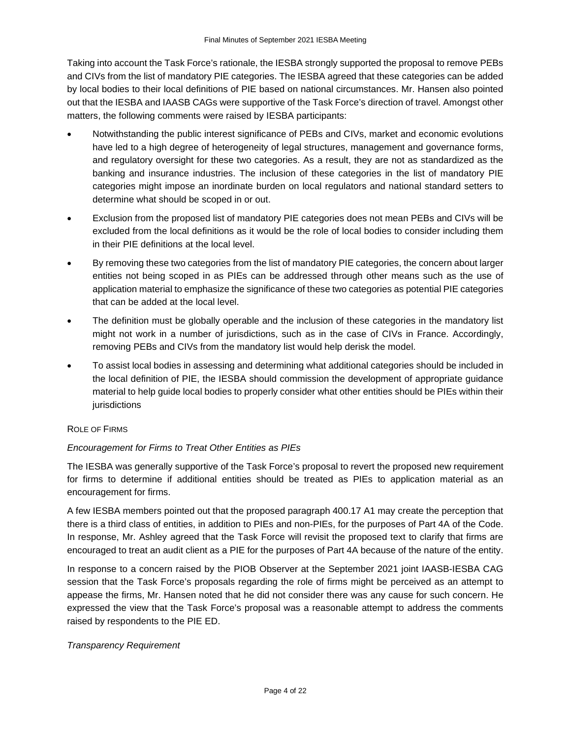Taking into account the Task Force's rationale, the IESBA strongly supported the proposal to remove PEBs and CIVs from the list of mandatory PIE categories. The IESBA agreed that these categories can be added by local bodies to their local definitions of PIE based on national circumstances. Mr. Hansen also pointed out that the IESBA and IAASB CAGs were supportive of the Task Force's direction of travel. Amongst other matters, the following comments were raised by IESBA participants:

- Notwithstanding the public interest significance of PEBs and CIVs, market and economic evolutions have led to a high degree of heterogeneity of legal structures, management and governance forms, and regulatory oversight for these two categories. As a result, they are not as standardized as the banking and insurance industries. The inclusion of these categories in the list of mandatory PIE categories might impose an inordinate burden on local regulators and national standard setters to determine what should be scoped in or out.
- Exclusion from the proposed list of mandatory PIE categories does not mean PEBs and CIVs will be excluded from the local definitions as it would be the role of local bodies to consider including them in their PIE definitions at the local level.
- By removing these two categories from the list of mandatory PIE categories, the concern about larger entities not being scoped in as PIEs can be addressed through other means such as the use of application material to emphasize the significance of these two categories as potential PIE categories that can be added at the local level.
- The definition must be globally operable and the inclusion of these categories in the mandatory list might not work in a number of jurisdictions, such as in the case of CIVs in France. Accordingly, removing PEBs and CIVs from the mandatory list would help derisk the model.
- To assist local bodies in assessing and determining what additional categories should be included in the local definition of PIE, the IESBA should commission the development of appropriate guidance material to help guide local bodies to properly consider what other entities should be PIEs within their jurisdictions

ROLE OF FIRMS

*Encouragement for Firms to Treat Other Entities as PIEs*

The IESBA was generally supportive of the Task Force's proposal to revert the proposed new requirement for firms to determine if additional entities should be treated as PIEs to application material as an encouragement for firms.

A few IESBA members pointed out that the proposed paragraph 400.17 A1 may create the perception that there is a third class of entities, in addition to PIEs and non-PIEs, for the purposes of Part 4A of the Code. In response, Mr. Ashley agreed that the Task Force will revisit the proposed text to clarify that firms are encouraged to treat an audit client as a PIE for the purposes of Part 4A because of the nature of the entity.

In response to a concern raised by the PIOB Observer at the September 2021 joint IAASB-IESBA CAG session that the Task Force's proposals regarding the role of firms might be perceived as an attempt to appease the firms, Mr. Hansen noted that he did not consider there was any cause for such concern. He expressed the view that the Task Force's proposal was a reasonable attempt to address the comments raised by respondents to the PIE ED.

*Transparency Requirement*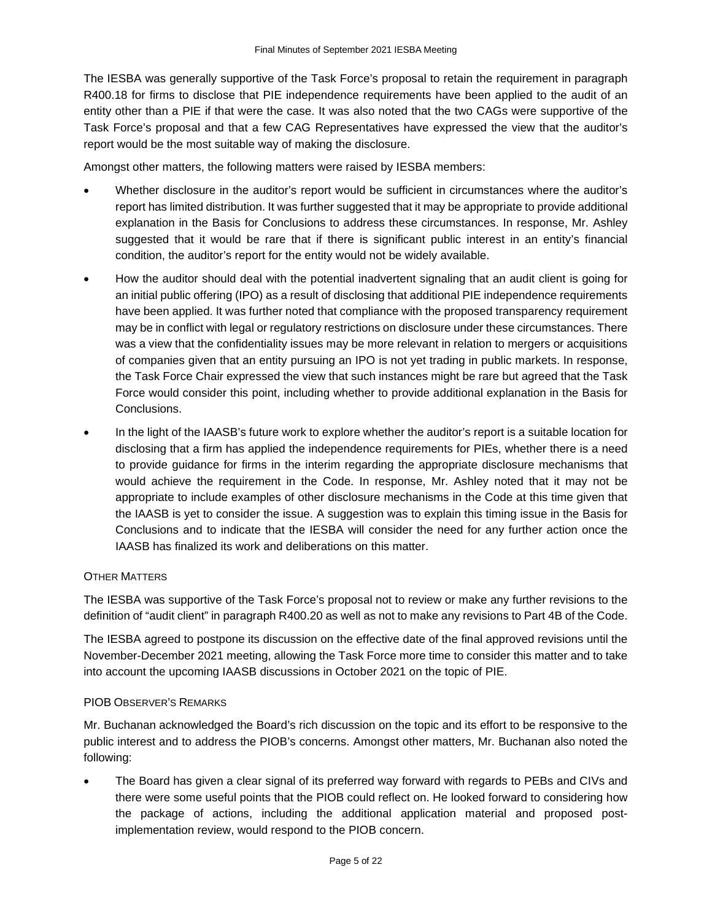The IESBA was generally supportive of the Task Force's proposal to retain the requirement in paragraph R400.18 for firms to disclose that PIE independence requirements have been applied to the audit of an entity other than a PIE if that were the case. It was also noted that the two CAGs were supportive of the Task Force's proposal and that a few CAG Representatives have expressed the view that the auditor's report would be the most suitable way of making the disclosure.

Amongst other matters, the following matters were raised by IESBA members:

- Whether disclosure in the auditor's report would be sufficient in circumstances where the auditor's report has limited distribution. It was further suggested that it may be appropriate to provide additional explanation in the Basis for Conclusions to address these circumstances. In response, Mr. Ashley suggested that it would be rare that if there is significant public interest in an entity's financial condition, the auditor's report for the entity would not be widely available.
- How the auditor should deal with the potential inadvertent signaling that an audit client is going for an initial public offering (IPO) as a result of disclosing that additional PIE independence requirements have been applied. It was further noted that compliance with the proposed transparency requirement may be in conflict with legal or regulatory restrictions on disclosure under these circumstances. There was a view that the confidentiality issues may be more relevant in relation to mergers or acquisitions of companies given that an entity pursuing an IPO is not yet trading in public markets. In response, the Task Force Chair expressed the view that such instances might be rare but agreed that the Task Force would consider this point, including whether to provide additional explanation in the Basis for Conclusions.
- In the light of the IAASB's future work to explore whether the auditor's report is a suitable location for disclosing that a firm has applied the independence requirements for PIEs, whether there is a need to provide guidance for firms in the interim regarding the appropriate disclosure mechanisms that would achieve the requirement in the Code. In response, Mr. Ashley noted that it may not be appropriate to include examples of other disclosure mechanisms in the Code at this time given that the IAASB is yet to consider the issue. A suggestion was to explain this timing issue in the Basis for Conclusions and to indicate that the IESBA will consider the need for any further action once the IAASB has finalized its work and deliberations on this matter.

#### OTHER MATTERS

The IESBA was supportive of the Task Force's proposal not to review or make any further revisions to the definition of "audit client" in paragraph R400.20 as well as not to make any revisions to Part 4B of the Code.

The IESBA agreed to postpone its discussion on the effective date of the final approved revisions until the November-December 2021 meeting, allowing the Task Force more time to consider this matter and to take into account the upcoming IAASB discussions in October 2021 on the topic of PIE.

#### PIOB OBSERVER'S REMARKS

Mr. Buchanan acknowledged the Board's rich discussion on the topic and its effort to be responsive to the public interest and to address the PIOB's concerns. Amongst other matters, Mr. Buchanan also noted the following:

- The Board has given a clear signal of its preferred way forward with regards to PEBs and CIVs and there were some useful points that the PIOB could reflect on. He looked forward to considering how the package of actions, including the additional application material and proposed post-implementation review, would respond to the PIOB concern.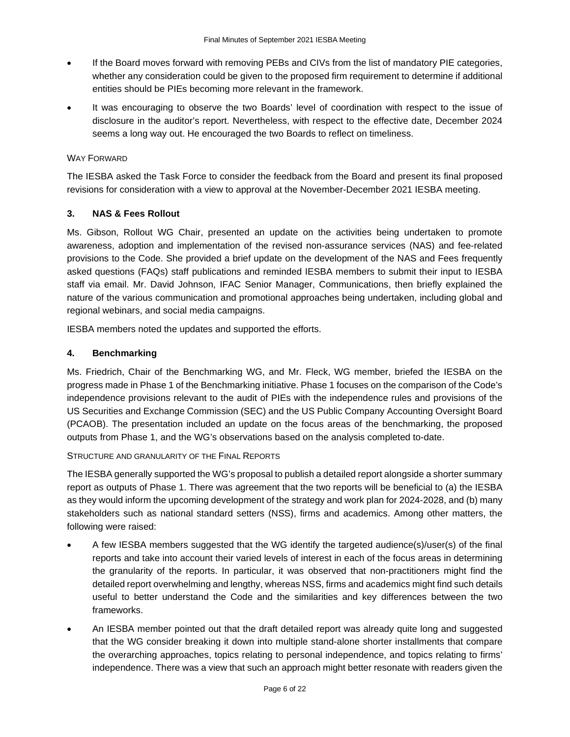- If the Board moves forward with removing PEBs and CIVs from the list of mandatory PIE categories, whether any consideration could be given to the proposed firm requirement to determine if additional entities should be PIEs becoming more relevant in the framework.
- It was encouraging to observe the two Boards' level of coordination with respect to the issue of disclosure in the auditor's report. Nevertheless, with respect to the effective date, December 2024 seems a long way out. He encouraged the two Boards to reflect on timeliness.

#### Way Forward

The IESBA asked the Task Force to consider the feedback from the Board and present its final proposed revisions for consideration with a view to approval at the November-December 2021 IESBA meeting.

### 3. NAS & Fees Rollout

Ms. Gibson, Rollout WG Chair, presented an update on the activities being undertaken to promote awareness, adoption and implementation of the revised non-assurance services (NAS) and fee-related provisions to the Code. She provided a brief update on the development of the NAS and Fees frequently asked questions (FAQs) staff publications and reminded IESBA members to submit their input to IESBA staff via email. Mr. David Johnson, IFAC Senior Manager, Communications, then briefly explained the nature of the various communication and promotional approaches being undertaken, including global and regional webinars, and social media campaigns.

IESBA members noted the updates and supported the efforts.

### 4. Benchmarking

Ms. Friedrich, Chair of the Benchmarking WG, and Mr. Fleck, WG member, briefed the IESBA on the progress made in Phase 1 of the Benchmarking initiative. Phase 1 focuses on the comparison of the Code's independence provisions relevant to the audit of PIEs with the independence rules and provisions of the US Securities and Exchange Commission (SEC) and the US Public Company Accounting Oversight Board (PCAOB). The presentation included an update on the focus areas of the benchmarking, the proposed outputs from Phase 1, and the WG's observations based on the analysis completed to-date.

#### Structure and granularity of the Final Reports

The IESBA generally supported the WG's proposal to publish a detailed report alongside a shorter summary report as outputs of Phase 1. There was agreement that the two reports will be beneficial to (a) the IESBA as they would inform the upcoming development of the strategy and work plan for 2024-2028, and (b) many stakeholders such as national standard setters (NSS), firms and academics. Among other matters, the following were raised:

- A few IESBA members suggested that the WG identify the targeted audience(s)/user(s) of the final reports and take into account their varied levels of interest in each of the focus areas in determining the granularity of the reports. In particular, it was observed that non-practitioners might find the detailed report overwhelming and lengthy, whereas NSS, firms and academics might find such details useful to better understand the Code and the similarities and key differences between the two frameworks.
- An IESBA member pointed out that the draft detailed report was already quite long and suggested that the WG consider breaking it down into multiple stand-alone shorter installments that compare the overarching approaches, topics relating to personal independence, and topics relating to firms' independence. There was a view that such an approach might better resonate with readers given the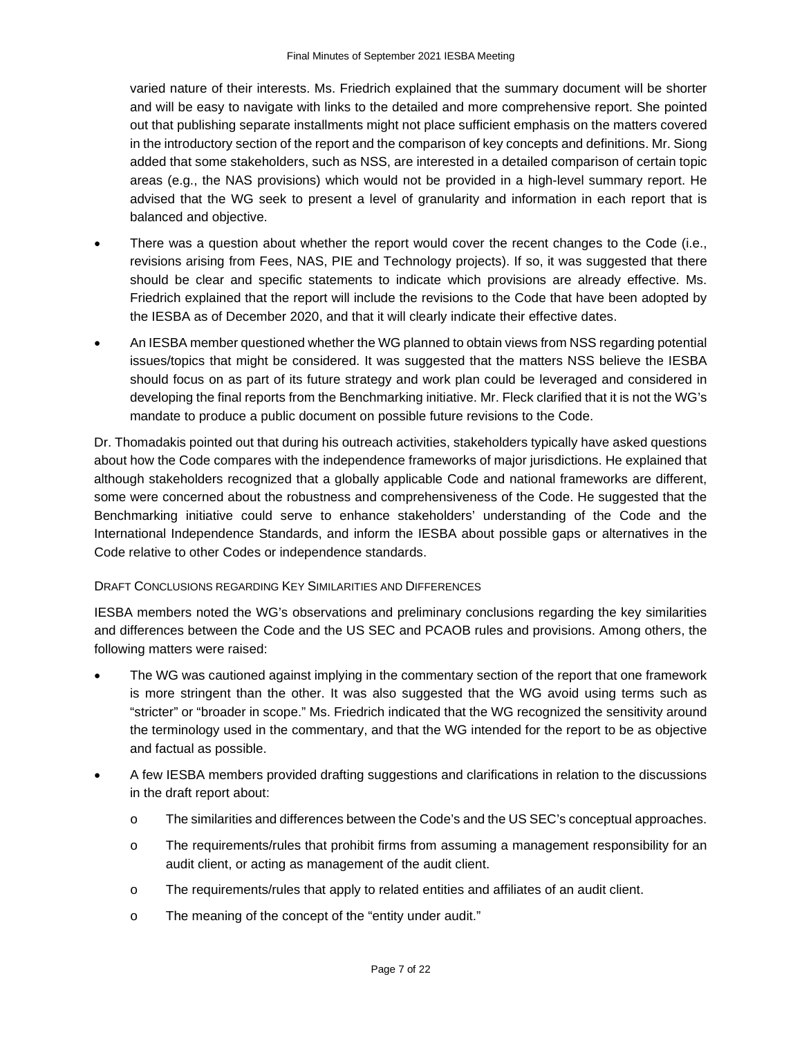varied nature of their interests. Ms. Friedrich explained that the summary document will be shorter and will be easy to navigate with links to the detailed and more comprehensive report. She pointed out that publishing separate installments might not place sufficient emphasis on the matters covered in the introductory section of the report and the comparison of key concepts and definitions. Mr. Siong added that some stakeholders, such as NSS, are interested in a detailed comparison of certain topic areas (e.g., the NAS provisions) which would not be provided in a high-level summary report. He advised that the WG seek to present a level of granularity and information in each report that is balanced and objective.

- There was a question about whether the report would cover the recent changes to the Code (i.e., revisions arising from Fees, NAS, PIE and Technology projects). If so, it was suggested that there should be clear and specific statements to indicate which provisions are already effective. Ms. Friedrich explained that the report will include the revisions to the Code that have been adopted by the IESBA as of December 2020, and that it will clearly indicate their effective dates.
- An IESBA member questioned whether the WG planned to obtain views from NSS regarding potential issues/topics that might be considered. It was suggested that the matters NSS believe the IESBA should focus on as part of its future strategy and work plan could be leveraged and considered in developing the final reports from the Benchmarking initiative. Mr. Fleck clarified that it is not the WG's mandate to produce a public document on possible future revisions to the Code.

Dr. Thomadakis pointed out that during his outreach activities, stakeholders typically have asked questions about how the Code compares with the independence frameworks of major jurisdictions. He explained that although stakeholders recognized that a globally applicable Code and national frameworks are different, some were concerned about the robustness and comprehensiveness of the Code. He suggested that the Benchmarking initiative could serve to enhance stakeholders' understanding of the Code and the International Independence Standards, and inform the IESBA about possible gaps or alternatives in the Code relative to other Codes or independence standards.

#### Draft Conclusions regarding Key Similarities and Differences

IESBA members noted the WG's observations and preliminary conclusions regarding the key similarities and differences between the Code and the US SEC and PCAOB rules and provisions. Among others, the following matters were raised:

- The WG was cautioned against implying in the commentary section of the report that one framework is more stringent than the other. It was also suggested that the WG avoid using terms such as "stricter" or "broader in scope." Ms. Friedrich indicated that the WG recognized the sensitivity around the terminology used in the commentary, and that the WG intended for the report to be as objective and factual as possible.
- A few IESBA members provided drafting suggestions and clarifications in relation to the discussions in the draft report about:
  - The similarities and differences between the Code's and the US SEC's conceptual approaches.
  - The requirements/rules that prohibit firms from assuming a management responsibility for an audit client, or acting as management of the audit client.
  - The requirements/rules that apply to related entities and affiliates of an audit client.
  - The meaning of the concept of the "entity under audit."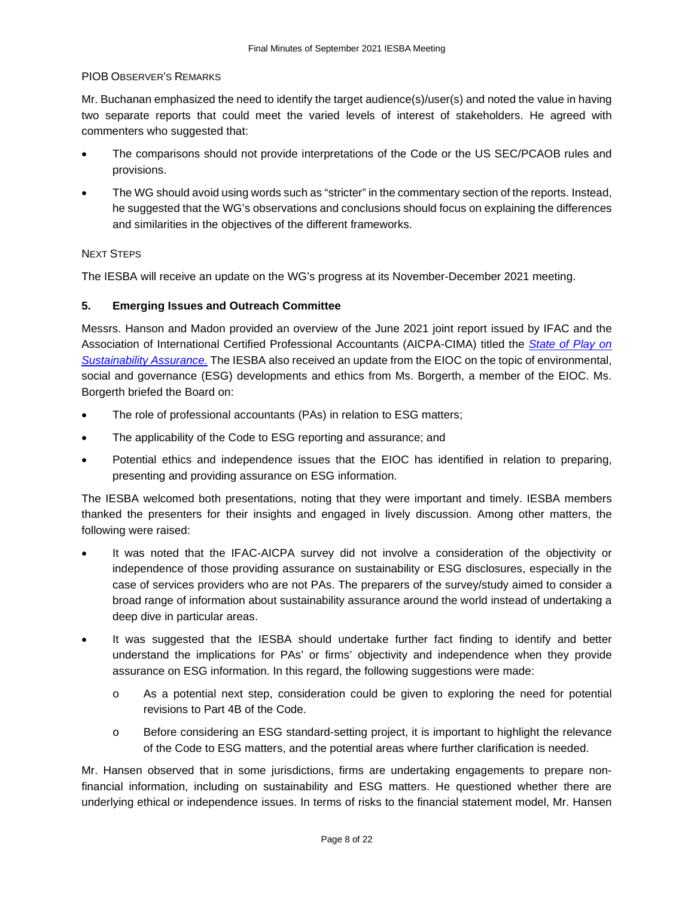PIOB OBSERVER'S REMARKS

Mr. Buchanan emphasized the need to identify the target audience(s)/user(s) and noted the value in having two separate reports that could meet the varied levels of interest of stakeholders. He agreed with commenters who suggested that:

- The comparisons should not provide interpretations of the Code or the US SEC/PCAOB rules and provisions.
- The WG should avoid using words such as "stricter" in the commentary section of the reports. Instead, he suggested that the WG's observations and conclusions should focus on explaining the differences and similarities in the objectives of the different frameworks.

NEXT STEPS

The IESBA will receive an update on the WG's progress at its November-December 2021 meeting.

### 5. Emerging Issues and Outreach Committee

Messrs. Hanson and Madon provided an overview of the June 2021 joint report issued by IFAC and the Association of International Certified Professional Accountants (AICPA-CIMA) titled the *State of Play on Sustainability Assurance.* The IESBA also received an update from the EIOC on the topic of environmental, social and governance (ESG) developments and ethics from Ms. Borgerth, a member of the EIOC. Ms. Borgerth briefed the Board on:

- The role of professional accountants (PAs) in relation to ESG matters;
- The applicability of the Code to ESG reporting and assurance; and
- Potential ethics and independence issues that the EIOC has identified in relation to preparing, presenting and providing assurance on ESG information.

The IESBA welcomed both presentations, noting that they were important and timely. IESBA members thanked the presenters for their insights and engaged in lively discussion. Among other matters, the following were raised:

- It was noted that the IFAC-AICPA survey did not involve a consideration of the objectivity or independence of those providing assurance on sustainability or ESG disclosures, especially in the case of services providers who are not PAs. The preparers of the survey/study aimed to consider a broad range of information about sustainability assurance around the world instead of undertaking a deep dive in particular areas.
- It was suggested that the IESBA should undertake further fact finding to identify and better understand the implications for PAs' or firms' objectivity and independence when they provide assurance on ESG information. In this regard, the following suggestions were made:
  - As a potential next step, consideration could be given to exploring the need for potential revisions to Part 4B of the Code.
  - Before considering an ESG standard-setting project, it is important to highlight the relevance of the Code to ESG matters, and the potential areas where further clarification is needed.

Mr. Hansen observed that in some jurisdictions, firms are undertaking engagements to prepare non-financial information, including on sustainability and ESG matters. He questioned whether there are underlying ethical or independence issues. In terms of risks to the financial statement model, Mr. Hansen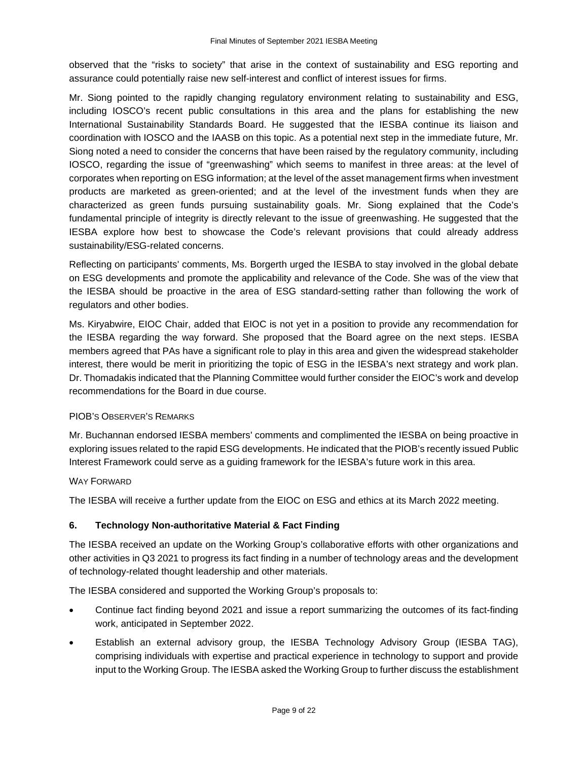observed that the "risks to society" that arise in the context of sustainability and ESG reporting and assurance could potentially raise new self-interest and conflict of interest issues for firms.

Mr. Siong pointed to the rapidly changing regulatory environment relating to sustainability and ESG, including IOSCO's recent public consultations in this area and the plans for establishing the new International Sustainability Standards Board. He suggested that the IESBA continue its liaison and coordination with IOSCO and the IAASB on this topic. As a potential next step in the immediate future, Mr. Siong noted a need to consider the concerns that have been raised by the regulatory community, including IOSCO, regarding the issue of "greenwashing" which seems to manifest in three areas: at the level of corporates when reporting on ESG information; at the level of the asset management firms when investment products are marketed as green-oriented; and at the level of the investment funds when they are characterized as green funds pursuing sustainability goals. Mr. Siong explained that the Code's fundamental principle of integrity is directly relevant to the issue of greenwashing. He suggested that the IESBA explore how best to showcase the Code's relevant provisions that could already address sustainability/ESG-related concerns.

Reflecting on participants' comments, Ms. Borgerth urged the IESBA to stay involved in the global debate on ESG developments and promote the applicability and relevance of the Code. She was of the view that the IESBA should be proactive in the area of ESG standard-setting rather than following the work of regulators and other bodies.

Ms. Kiryabwire, EIOC Chair, added that EIOC is not yet in a position to provide any recommendation for the IESBA regarding the way forward. She proposed that the Board agree on the next steps. IESBA members agreed that PAs have a significant role to play in this area and given the widespread stakeholder interest, there would be merit in prioritizing the topic of ESG in the IESBA's next strategy and work plan. Dr. Thomadakis indicated that the Planning Committee would further consider the EIOC's work and develop recommendations for the Board in due course.

PIOB's Observer's Remarks

Mr. Buchannan endorsed IESBA members' comments and complimented the IESBA on being proactive in exploring issues related to the rapid ESG developments. He indicated that the PIOB's recently issued Public Interest Framework could serve as a guiding framework for the IESBA's future work in this area.

Way Forward

The IESBA will receive a further update from the EIOC on ESG and ethics at its March 2022 meeting.

## 6. Technology Non-authoritative Material & Fact Finding

The IESBA received an update on the Working Group's collaborative efforts with other organizations and other activities in Q3 2021 to progress its fact finding in a number of technology areas and the development of technology-related thought leadership and other materials.

The IESBA considered and supported the Working Group's proposals to:

- Continue fact finding beyond 2021 and issue a report summarizing the outcomes of its fact-finding work, anticipated in September 2022.
- Establish an external advisory group, the IESBA Technology Advisory Group (IESBA TAG), comprising individuals with expertise and practical experience in technology to support and provide input to the Working Group. The IESBA asked the Working Group to further discuss the establishment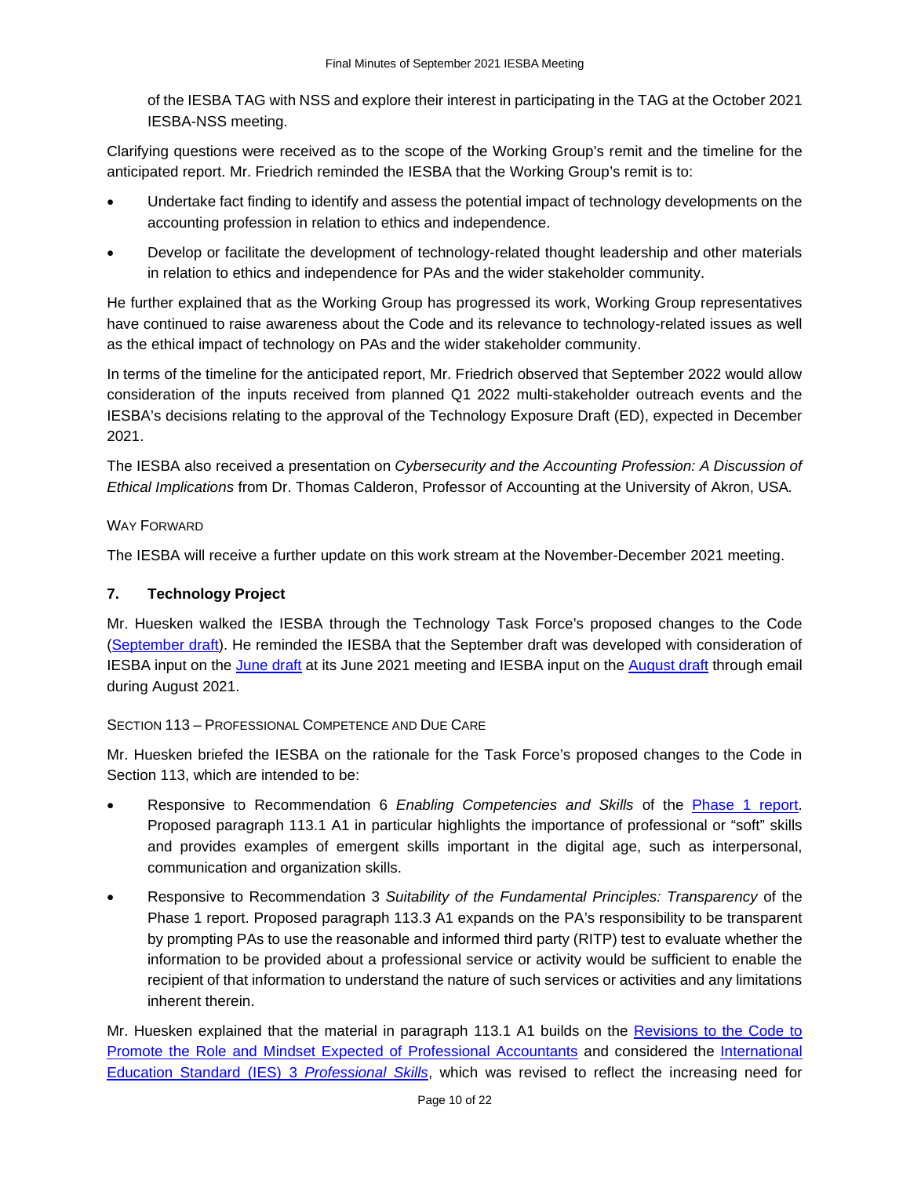of the IESBA TAG with NSS and explore their interest in participating in the TAG at the October 2021 IESBA-NSS meeting.

Clarifying questions were received as to the scope of the Working Group's remit and the timeline for the anticipated report. Mr. Friedrich reminded the IESBA that the Working Group's remit is to:

- Undertake fact finding to identify and assess the potential impact of technology developments on the accounting profession in relation to ethics and independence.
- Develop or facilitate the development of technology-related thought leadership and other materials in relation to ethics and independence for PAs and the wider stakeholder community.

He further explained that as the Working Group has progressed its work, Working Group representatives have continued to raise awareness about the Code and its relevance to technology-related issues as well as the ethical impact of technology on PAs and the wider stakeholder community.

In terms of the timeline for the anticipated report, Mr. Friedrich observed that September 2022 would allow consideration of the inputs received from planned Q1 2022 multi-stakeholder outreach events and the IESBA's decisions relating to the approval of the Technology Exposure Draft (ED), expected in December 2021.

The IESBA also received a presentation on *Cybersecurity and the Accounting Profession: A Discussion of Ethical Implications* from Dr. Thomas Calderon, Professor of Accounting at the University of Akron, USA.

#### WAY FORWARD

The IESBA will receive a further update on this work stream at the November-December 2021 meeting.

### 7. Technology Project

Mr. Huesken walked the IESBA through the Technology Task Force's proposed changes to the Code (September draft). He reminded the IESBA that the September draft was developed with consideration of IESBA input on the June draft at its June 2021 meeting and IESBA input on the August draft through email during August 2021.

#### SECTION 113 – PROFESSIONAL COMPETENCE AND DUE CARE

Mr. Huesken briefed the IESBA on the rationale for the Task Force's proposed changes to the Code in Section 113, which are intended to be:

- Responsive to Recommendation 6 *Enabling Competencies and Skills* of the Phase 1 report. Proposed paragraph 113.1 A1 in particular highlights the importance of professional or "soft" skills and provides examples of emergent skills important in the digital age, such as interpersonal, communication and organization skills.
- Responsive to Recommendation 3 *Suitability of the Fundamental Principles: Transparency* of the Phase 1 report. Proposed paragraph 113.3 A1 expands on the PA's responsibility to be transparent by prompting PAs to use the reasonable and informed third party (RITP) test to evaluate whether the information to be provided about a professional service or activity would be sufficient to enable the recipient of that information to understand the nature of such services or activities and any limitations inherent therein.

Mr. Huesken explained that the material in paragraph 113.1 A1 builds on the Revisions to the Code to Promote the Role and Mindset Expected of Professional Accountants and considered the International Education Standard (IES) 3 *Professional Skills*, which was revised to reflect the increasing need for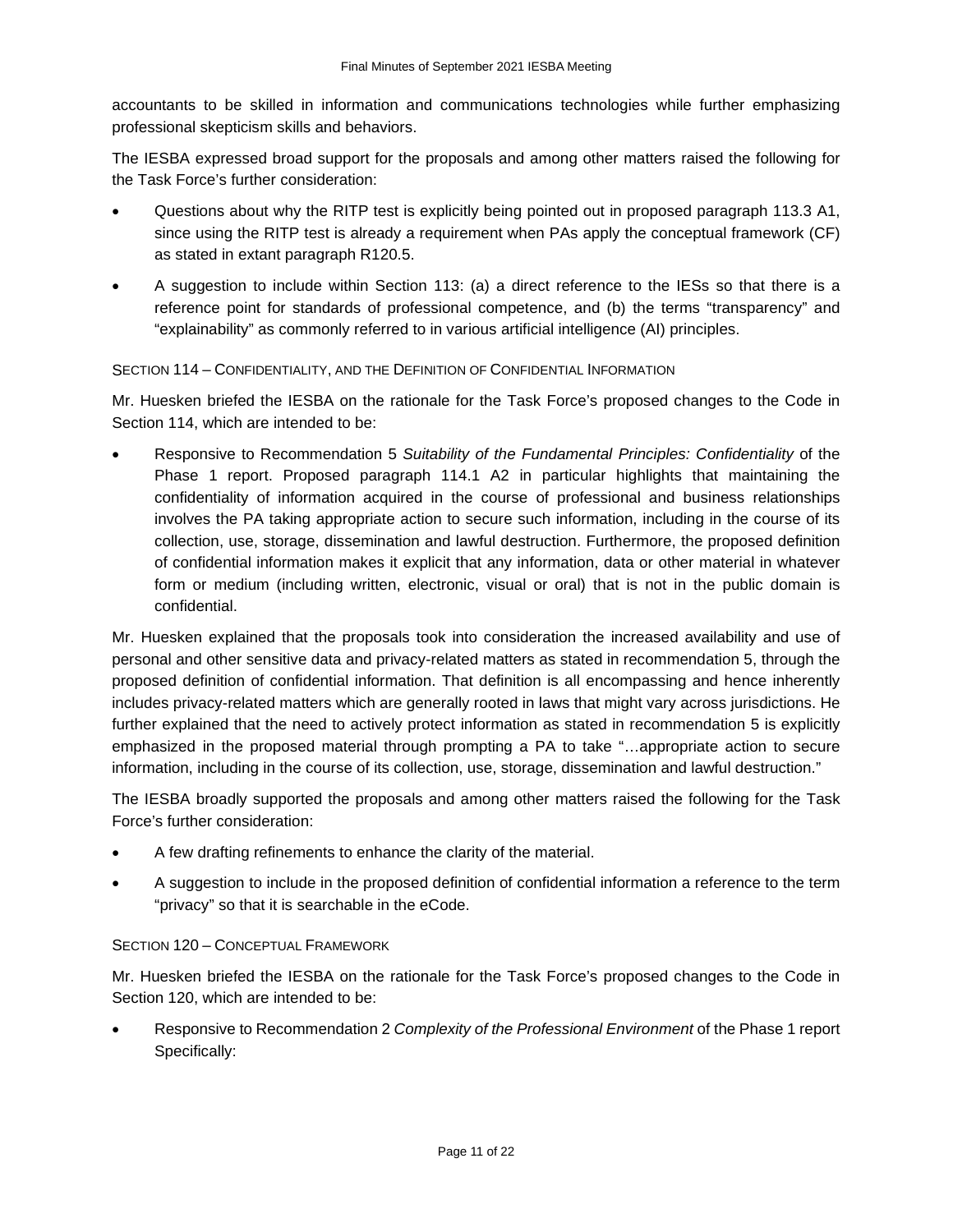accountants to be skilled in information and communications technologies while further emphasizing professional skepticism skills and behaviors.

The IESBA expressed broad support for the proposals and among other matters raised the following for the Task Force's further consideration:

- Questions about why the RITP test is explicitly being pointed out in proposed paragraph 113.3 A1, since using the RITP test is already a requirement when PAs apply the conceptual framework (CF) as stated in extant paragraph R120.5.
- A suggestion to include within Section 113: (a) a direct reference to the IESs so that there is a reference point for standards of professional competence, and (b) the terms "transparency" and "explainability" as commonly referred to in various artificial intelligence (AI) principles.

#### Section 114 – Confidentiality, and the Definition of Confidential Information

Mr. Huesken briefed the IESBA on the rationale for the Task Force's proposed changes to the Code in Section 114, which are intended to be:

- Responsive to Recommendation 5 *Suitability of the Fundamental Principles: Confidentiality* of the Phase 1 report. Proposed paragraph 114.1 A2 in particular highlights that maintaining the confidentiality of information acquired in the course of professional and business relationships involves the PA taking appropriate action to secure such information, including in the course of its collection, use, storage, dissemination and lawful destruction. Furthermore, the proposed definition of confidential information makes it explicit that any information, data or other material in whatever form or medium (including written, electronic, visual or oral) that is not in the public domain is confidential.

Mr. Huesken explained that the proposals took into consideration the increased availability and use of personal and other sensitive data and privacy-related matters as stated in recommendation 5, through the proposed definition of confidential information. That definition is all encompassing and hence inherently includes privacy-related matters which are generally rooted in laws that might vary across jurisdictions. He further explained that the need to actively protect information as stated in recommendation 5 is explicitly emphasized in the proposed material through prompting a PA to take "…appropriate action to secure information, including in the course of its collection, use, storage, dissemination and lawful destruction."

The IESBA broadly supported the proposals and among other matters raised the following for the Task Force's further consideration:

- A few drafting refinements to enhance the clarity of the material.
- A suggestion to include in the proposed definition of confidential information a reference to the term "privacy" so that it is searchable in the eCode.

#### Section 120 – Conceptual Framework

Mr. Huesken briefed the IESBA on the rationale for the Task Force's proposed changes to the Code in Section 120, which are intended to be:

- Responsive to Recommendation 2 *Complexity of the Professional Environment* of the Phase 1 report Specifically: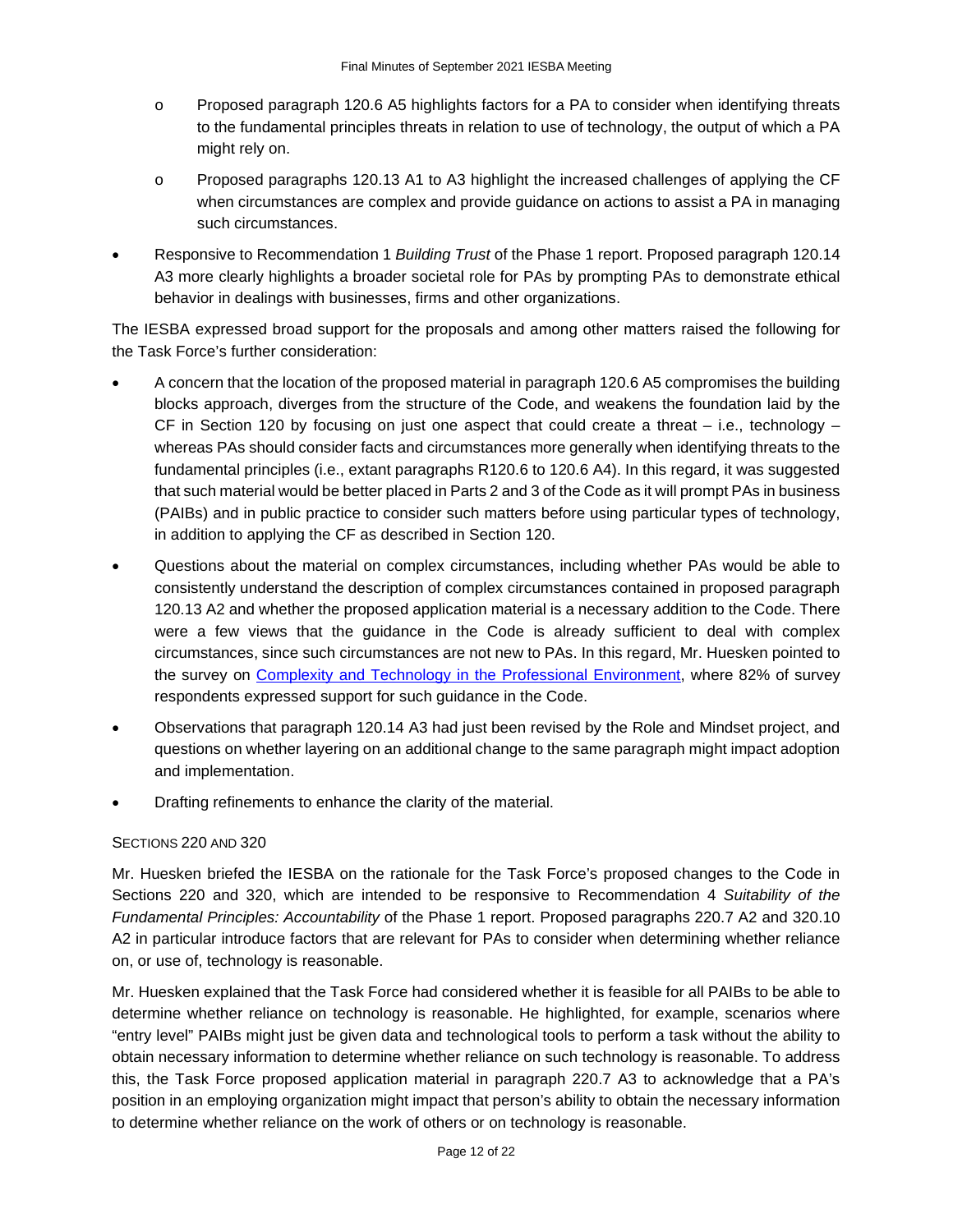- Proposed paragraph 120.6 A5 highlights factors for a PA to consider when identifying threats to the fundamental principles threats in relation to use of technology, the output of which a PA might rely on.
  - Proposed paragraphs 120.13 A1 to A3 highlight the increased challenges of applying the CF when circumstances are complex and provide guidance on actions to assist a PA in managing such circumstances.
- Responsive to Recommendation 1 *Building Trust* of the Phase 1 report. Proposed paragraph 120.14 A3 more clearly highlights a broader societal role for PAs by prompting PAs to demonstrate ethical behavior in dealings with businesses, firms and other organizations.

The IESBA expressed broad support for the proposals and among other matters raised the following for the Task Force's further consideration:

- A concern that the location of the proposed material in paragraph 120.6 A5 compromises the building blocks approach, diverges from the structure of the Code, and weakens the foundation laid by the CF in Section 120 by focusing on just one aspect that could create a threat – i.e., technology – whereas PAs should consider facts and circumstances more generally when identifying threats to the fundamental principles (i.e., extant paragraphs R120.6 to 120.6 A4). In this regard, it was suggested that such material would be better placed in Parts 2 and 3 of the Code as it will prompt PAs in business (PAIBs) and in public practice to consider such matters before using particular types of technology, in addition to applying the CF as described in Section 120.
- Questions about the material on complex circumstances, including whether PAs would be able to consistently understand the description of complex circumstances contained in proposed paragraph 120.13 A2 and whether the proposed application material is a necessary addition to the Code. There were a few views that the guidance in the Code is already sufficient to deal with complex circumstances, since such circumstances are not new to PAs. In this regard, Mr. Huesken pointed to the survey on Complexity and Technology in the Professional Environment, where 82% of survey respondents expressed support for such guidance in the Code.
- Observations that paragraph 120.14 A3 had just been revised by the Role and Mindset project, and questions on whether layering on an additional change to the same paragraph might impact adoption and implementation.
- Drafting refinements to enhance the clarity of the material.

SECTIONS 220 AND 320

Mr. Huesken briefed the IESBA on the rationale for the Task Force's proposed changes to the Code in Sections 220 and 320, which are intended to be responsive to Recommendation 4 *Suitability of the Fundamental Principles: Accountability* of the Phase 1 report. Proposed paragraphs 220.7 A2 and 320.10 A2 in particular introduce factors that are relevant for PAs to consider when determining whether reliance on, or use of, technology is reasonable.

Mr. Huesken explained that the Task Force had considered whether it is feasible for all PAIBs to be able to determine whether reliance on technology is reasonable. He highlighted, for example, scenarios where "entry level" PAIBs might just be given data and technological tools to perform a task without the ability to obtain necessary information to determine whether reliance on such technology is reasonable. To address this, the Task Force proposed application material in paragraph 220.7 A3 to acknowledge that a PA's position in an employing organization might impact that person's ability to obtain the necessary information to determine whether reliance on the work of others or on technology is reasonable.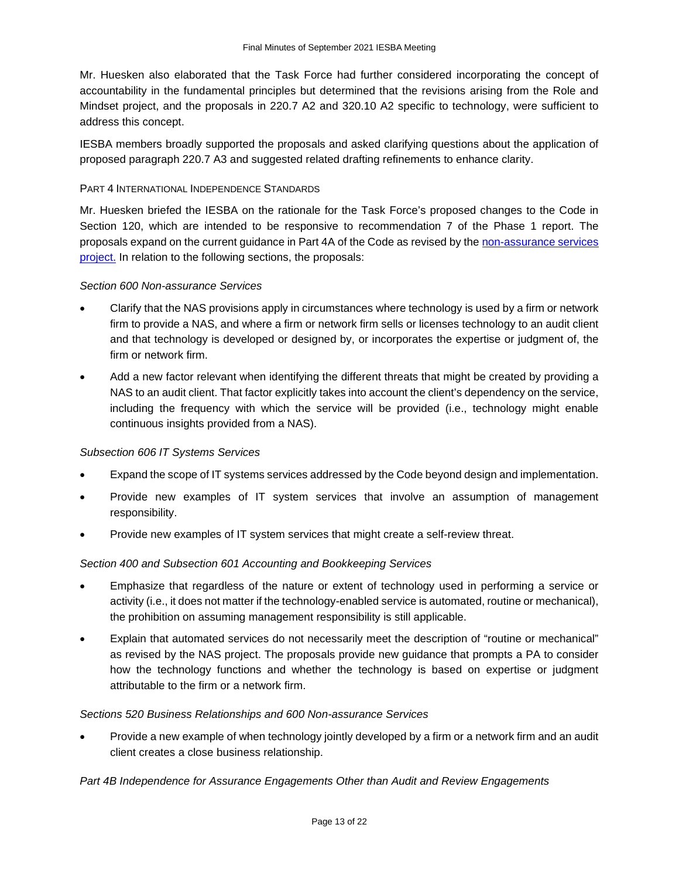Mr. Huesken also elaborated that the Task Force had further considered incorporating the concept of accountability in the fundamental principles but determined that the revisions arising from the Role and Mindset project, and the proposals in 220.7 A2 and 320.10 A2 specific to technology, were sufficient to address this concept.

IESBA members broadly supported the proposals and asked clarifying questions about the application of proposed paragraph 220.7 A3 and suggested related drafting refinements to enhance clarity.

#### PART 4 INTERNATIONAL INDEPENDENCE STANDARDS

Mr. Huesken briefed the IESBA on the rationale for the Task Force's proposed changes to the Code in Section 120, which are intended to be responsive to recommendation 7 of the Phase 1 report. The proposals expand on the current guidance in Part 4A of the Code as revised by the non-assurance services project. In relation to the following sections, the proposals:

*Section 600 Non-assurance Services*

- Clarify that the NAS provisions apply in circumstances where technology is used by a firm or network firm to provide a NAS, and where a firm or network firm sells or licenses technology to an audit client and that technology is developed or designed by, or incorporates the expertise or judgment of, the firm or network firm.
- Add a new factor relevant when identifying the different threats that might be created by providing a NAS to an audit client. That factor explicitly takes into account the client's dependency on the service, including the frequency with which the service will be provided (i.e., technology might enable continuous insights provided from a NAS).

*Subsection 606 IT Systems Services*

- Expand the scope of IT systems services addressed by the Code beyond design and implementation.
- Provide new examples of IT system services that involve an assumption of management responsibility.
- Provide new examples of IT system services that might create a self-review threat.

*Section 400 and Subsection 601 Accounting and Bookkeeping Services*

- Emphasize that regardless of the nature or extent of technology used in performing a service or activity (i.e., it does not matter if the technology-enabled service is automated, routine or mechanical), the prohibition on assuming management responsibility is still applicable.
- Explain that automated services do not necessarily meet the description of "routine or mechanical" as revised by the NAS project. The proposals provide new guidance that prompts a PA to consider how the technology functions and whether the technology is based on expertise or judgment attributable to the firm or a network firm.

*Sections 520 Business Relationships and 600 Non-assurance Services*

- Provide a new example of when technology jointly developed by a firm or a network firm and an audit client creates a close business relationship.

*Part 4B Independence for Assurance Engagements Other than Audit and Review Engagements*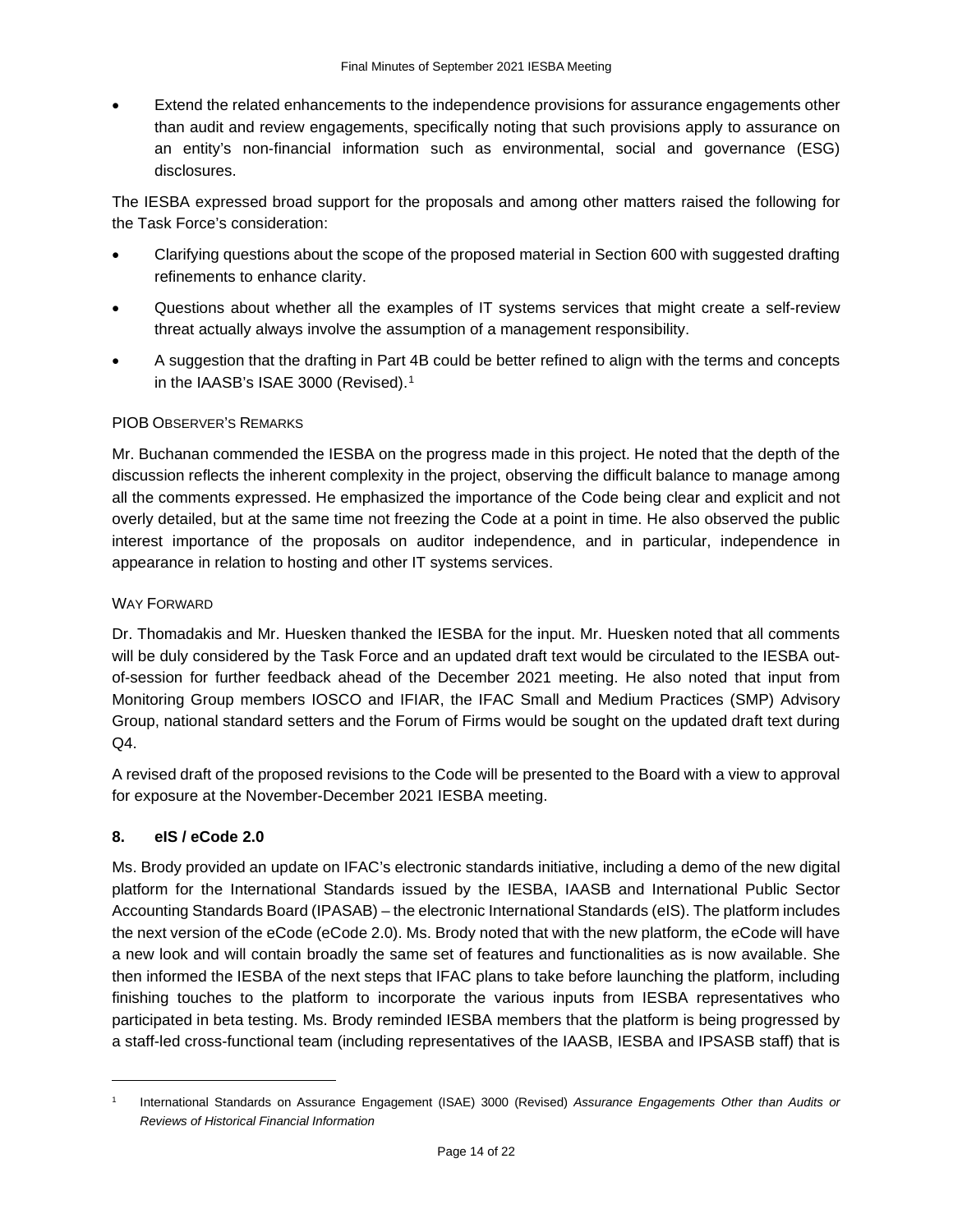- Extend the related enhancements to the independence provisions for assurance engagements other than audit and review engagements, specifically noting that such provisions apply to assurance on an entity's non-financial information such as environmental, social and governance (ESG) disclosures.

The IESBA expressed broad support for the proposals and among other matters raised the following for the Task Force's consideration:

- Clarifying questions about the scope of the proposed material in Section 600 with suggested drafting refinements to enhance clarity.
- Questions about whether all the examples of IT systems services that might create a self-review threat actually always involve the assumption of a management responsibility.
- A suggestion that the drafting in Part 4B could be better refined to align with the terms and concepts in the IAASB's ISAE 3000 (Revised).[1]

#### PIOB Observer's Remarks

Mr. Buchanan commended the IESBA on the progress made in this project. He noted that the depth of the discussion reflects the inherent complexity in the project, observing the difficult balance to manage among all the comments expressed. He emphasized the importance of the Code being clear and explicit and not overly detailed, but at the same time not freezing the Code at a point in time. He also observed the public interest importance of the proposals on auditor independence, and in particular, independence in appearance in relation to hosting and other IT systems services.

#### Way Forward

Dr. Thomadakis and Mr. Huesken thanked the IESBA for the input. Mr. Huesken noted that all comments will be duly considered by the Task Force and an updated draft text would be circulated to the IESBA out-of-session for further feedback ahead of the December 2021 meeting. He also noted that input from Monitoring Group members IOSCO and IFIAR, the IFAC Small and Medium Practices (SMP) Advisory Group, national standard setters and the Forum of Firms would be sought on the updated draft text during Q4.

A revised draft of the proposed revisions to the Code will be presented to the Board with a view to approval for exposure at the November-December 2021 IESBA meeting.

### 8. eIS / eCode 2.0

Ms. Brody provided an update on IFAC's electronic standards initiative, including a demo of the new digital platform for the International Standards issued by the IESBA, IAASB and International Public Sector Accounting Standards Board (IPASAB) – the electronic International Standards (eIS). The platform includes the next version of the eCode (eCode 2.0). Ms. Brody noted that with the new platform, the eCode will have a new look and will contain broadly the same set of features and functionalities as is now available. She then informed the IESBA of the next steps that IFAC plans to take before launching the platform, including finishing touches to the platform to incorporate the various inputs from IESBA representatives who participated in beta testing. Ms. Brody reminded IESBA members that the platform is being progressed by a staff-led cross-functional team (including representatives of the IAASB, IESBA and IPSASB staff) that is

---

[1] International Standards on Assurance Engagement (ISAE) 3000 (Revised) *Assurance Engagements Other than Audits or Reviews of Historical Financial Information*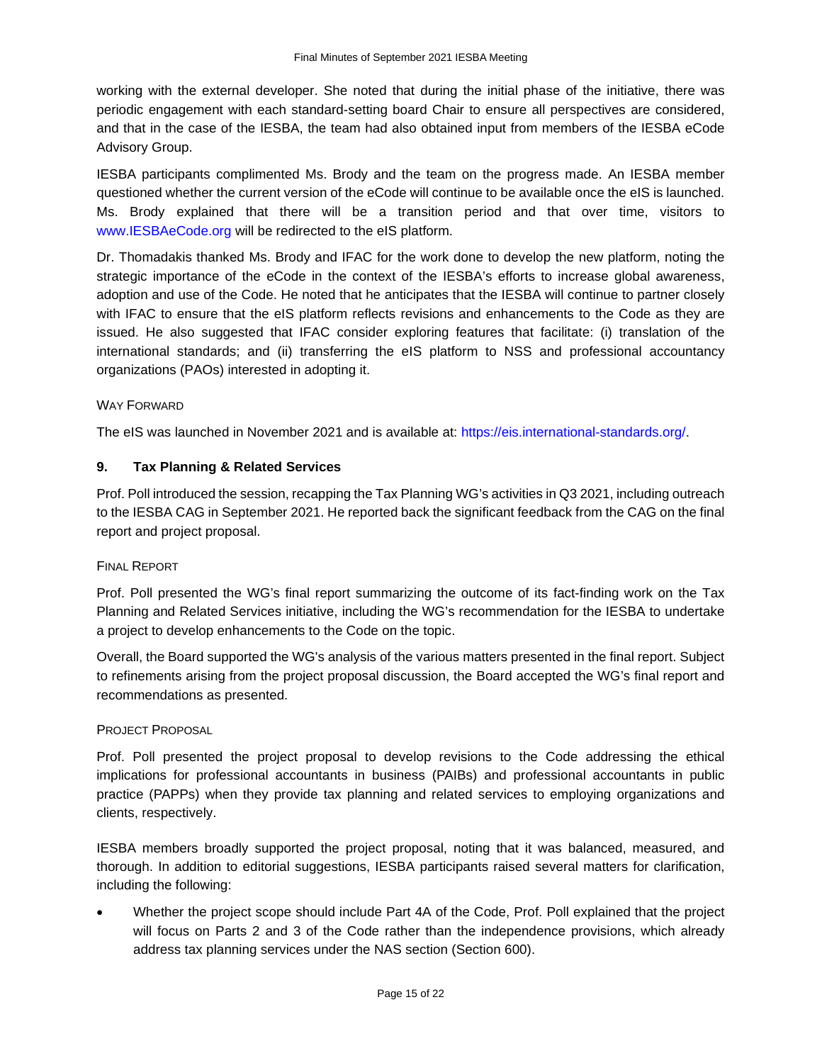working with the external developer. She noted that during the initial phase of the initiative, there was periodic engagement with each standard-setting board Chair to ensure all perspectives are considered, and that in the case of the IESBA, the team had also obtained input from members of the IESBA eCode Advisory Group.

IESBA participants complimented Ms. Brody and the team on the progress made. An IESBA member questioned whether the current version of the eCode will continue to be available once the eIS is launched. Ms. Brody explained that there will be a transition period and that over time, visitors to www.IESBAeCode.org will be redirected to the eIS platform.

Dr. Thomadakis thanked Ms. Brody and IFAC for the work done to develop the new platform, noting the strategic importance of the eCode in the context of the IESBA's efforts to increase global awareness, adoption and use of the Code. He noted that he anticipates that the IESBA will continue to partner closely with IFAC to ensure that the eIS platform reflects revisions and enhancements to the Code as they are issued. He also suggested that IFAC consider exploring features that facilitate: (i) translation of the international standards; and (ii) transferring the eIS platform to NSS and professional accountancy organizations (PAOs) interested in adopting it.

#### Way Forward

The eIS was launched in November 2021 and is available at: https://eis.international-standards.org/.

### 9. Tax Planning & Related Services

Prof. Poll introduced the session, recapping the Tax Planning WG's activities in Q3 2021, including outreach to the IESBA CAG in September 2021. He reported back the significant feedback from the CAG on the final report and project proposal.

#### Final Report

Prof. Poll presented the WG's final report summarizing the outcome of its fact-finding work on the Tax Planning and Related Services initiative, including the WG's recommendation for the IESBA to undertake a project to develop enhancements to the Code on the topic.

Overall, the Board supported the WG's analysis of the various matters presented in the final report. Subject to refinements arising from the project proposal discussion, the Board accepted the WG's final report and recommendations as presented.

#### Project Proposal

Prof. Poll presented the project proposal to develop revisions to the Code addressing the ethical implications for professional accountants in business (PAIBs) and professional accountants in public practice (PAPPs) when they provide tax planning and related services to employing organizations and clients, respectively.

IESBA members broadly supported the project proposal, noting that it was balanced, measured, and thorough. In addition to editorial suggestions, IESBA participants raised several matters for clarification, including the following:

- Whether the project scope should include Part 4A of the Code, Prof. Poll explained that the project will focus on Parts 2 and 3 of the Code rather than the independence provisions, which already address tax planning services under the NAS section (Section 600).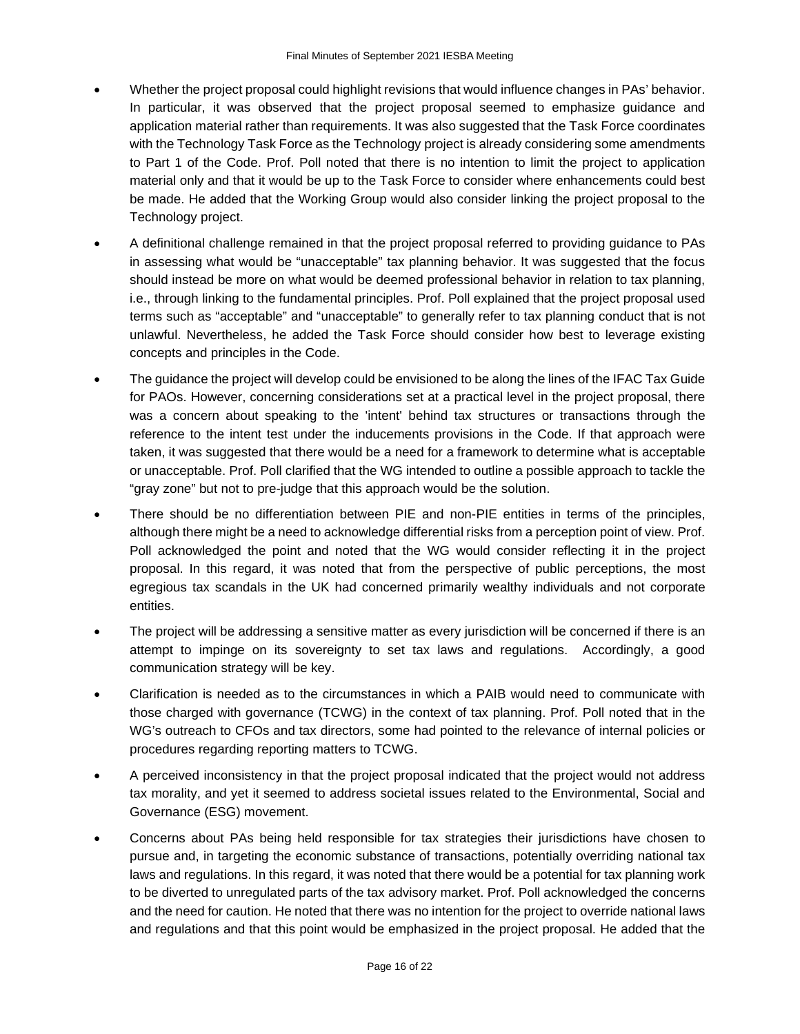- Whether the project proposal could highlight revisions that would influence changes in PAs' behavior. In particular, it was observed that the project proposal seemed to emphasize guidance and application material rather than requirements. It was also suggested that the Task Force coordinates with the Technology Task Force as the Technology project is already considering some amendments to Part 1 of the Code. Prof. Poll noted that there is no intention to limit the project to application material only and that it would be up to the Task Force to consider where enhancements could best be made. He added that the Working Group would also consider linking the project proposal to the Technology project.
- A definitional challenge remained in that the project proposal referred to providing guidance to PAs in assessing what would be "unacceptable" tax planning behavior. It was suggested that the focus should instead be more on what would be deemed professional behavior in relation to tax planning, i.e., through linking to the fundamental principles. Prof. Poll explained that the project proposal used terms such as "acceptable" and "unacceptable" to generally refer to tax planning conduct that is not unlawful. Nevertheless, he added the Task Force should consider how best to leverage existing concepts and principles in the Code.
- The guidance the project will develop could be envisioned to be along the lines of the IFAC Tax Guide for PAOs. However, concerning considerations set at a practical level in the project proposal, there was a concern about speaking to the 'intent' behind tax structures or transactions through the reference to the intent test under the inducements provisions in the Code. If that approach were taken, it was suggested that there would be a need for a framework to determine what is acceptable or unacceptable. Prof. Poll clarified that the WG intended to outline a possible approach to tackle the "gray zone" but not to pre-judge that this approach would be the solution.
- There should be no differentiation between PIE and non-PIE entities in terms of the principles, although there might be a need to acknowledge differential risks from a perception point of view. Prof. Poll acknowledged the point and noted that the WG would consider reflecting it in the project proposal. In this regard, it was noted that from the perspective of public perceptions, the most egregious tax scandals in the UK had concerned primarily wealthy individuals and not corporate entities.
- The project will be addressing a sensitive matter as every jurisdiction will be concerned if there is an attempt to impinge on its sovereignty to set tax laws and regulations. Accordingly, a good communication strategy will be key.
- Clarification is needed as to the circumstances in which a PAIB would need to communicate with those charged with governance (TCWG) in the context of tax planning. Prof. Poll noted that in the WG's outreach to CFOs and tax directors, some had pointed to the relevance of internal policies or procedures regarding reporting matters to TCWG.
- A perceived inconsistency in that the project proposal indicated that the project would not address tax morality, and yet it seemed to address societal issues related to the Environmental, Social and Governance (ESG) movement.
- Concerns about PAs being held responsible for tax strategies their jurisdictions have chosen to pursue and, in targeting the economic substance of transactions, potentially overriding national tax laws and regulations. In this regard, it was noted that there would be a potential for tax planning work to be diverted to unregulated parts of the tax advisory market. Prof. Poll acknowledged the concerns and the need for caution. He noted that there was no intention for the project to override national laws and regulations and that this point would be emphasized in the project proposal. He added that the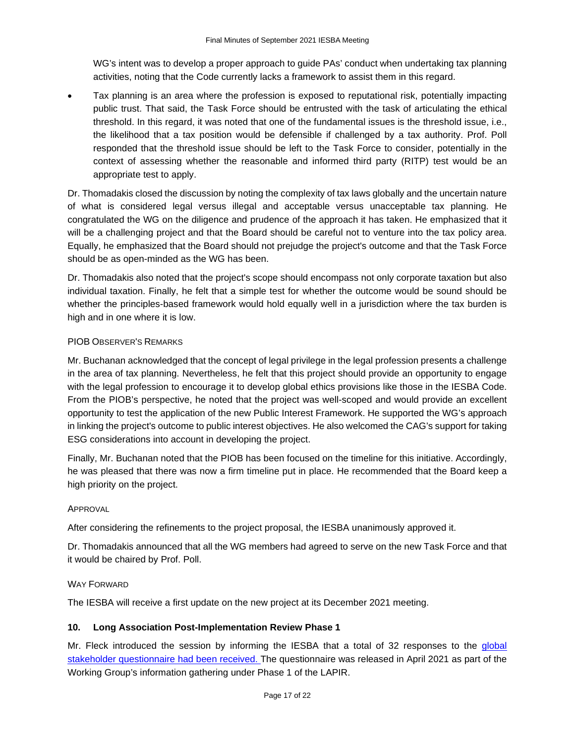WG's intent was to develop a proper approach to guide PAs' conduct when undertaking tax planning activities, noting that the Code currently lacks a framework to assist them in this regard.

- Tax planning is an area where the profession is exposed to reputational risk, potentially impacting public trust. That said, the Task Force should be entrusted with the task of articulating the ethical threshold. In this regard, it was noted that one of the fundamental issues is the threshold issue, i.e., the likelihood that a tax position would be defensible if challenged by a tax authority. Prof. Poll responded that the threshold issue should be left to the Task Force to consider, potentially in the context of assessing whether the reasonable and informed third party (RITP) test would be an appropriate test to apply.

Dr. Thomadakis closed the discussion by noting the complexity of tax laws globally and the uncertain nature of what is considered legal versus illegal and acceptable versus unacceptable tax planning. He congratulated the WG on the diligence and prudence of the approach it has taken. He emphasized that it will be a challenging project and that the Board should be careful not to venture into the tax policy area. Equally, he emphasized that the Board should not prejudge the project's outcome and that the Task Force should be as open-minded as the WG has been.

Dr. Thomadakis also noted that the project's scope should encompass not only corporate taxation but also individual taxation. Finally, he felt that a simple test for whether the outcome would be sound should be whether the principles-based framework would hold equally well in a jurisdiction where the tax burden is high and in one where it is low.

#### PIOB Observer's Remarks

Mr. Buchanan acknowledged that the concept of legal privilege in the legal profession presents a challenge in the area of tax planning. Nevertheless, he felt that this project should provide an opportunity to engage with the legal profession to encourage it to develop global ethics provisions like those in the IESBA Code. From the PIOB's perspective, he noted that the project was well-scoped and would provide an excellent opportunity to test the application of the new Public Interest Framework. He supported the WG's approach in linking the project's outcome to public interest objectives. He also welcomed the CAG's support for taking ESG considerations into account in developing the project.

Finally, Mr. Buchanan noted that the PIOB has been focused on the timeline for this initiative. Accordingly, he was pleased that there was now a firm timeline put in place. He recommended that the Board keep a high priority on the project.

#### Approval

After considering the refinements to the project proposal, the IESBA unanimously approved it.

Dr. Thomadakis announced that all the WG members had agreed to serve on the new Task Force and that it would be chaired by Prof. Poll.

#### Way Forward

The IESBA will receive a first update on the new project at its December 2021 meeting.

### 10. Long Association Post-Implementation Review Phase 1

Mr. Fleck introduced the session by informing the IESBA that a total of 32 responses to the global stakeholder questionnaire had been received. The questionnaire was released in April 2021 as part of the Working Group's information gathering under Phase 1 of the LAPIR.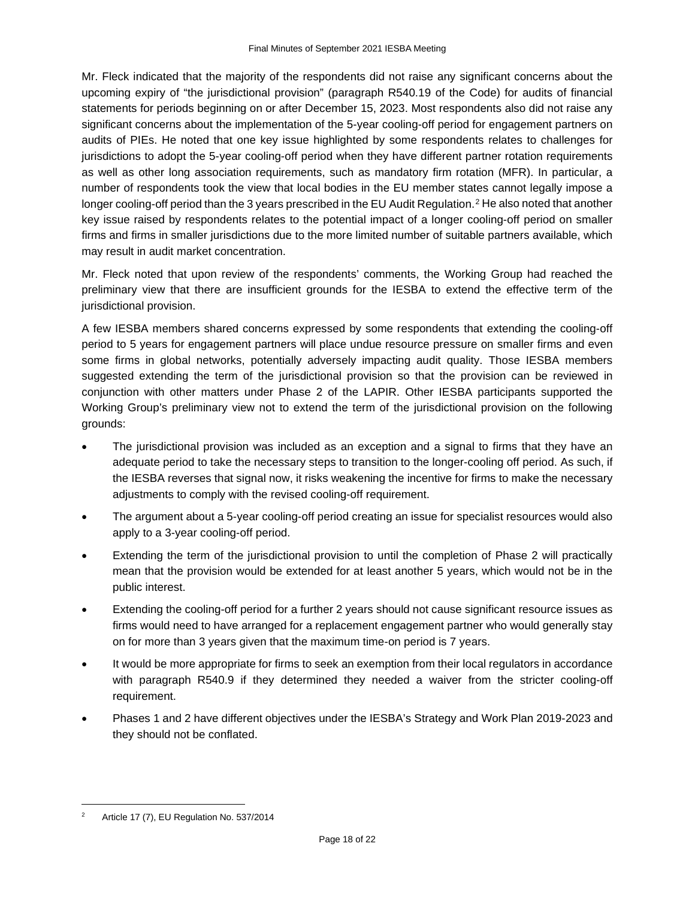Mr. Fleck indicated that the majority of the respondents did not raise any significant concerns about the upcoming expiry of "the jurisdictional provision" (paragraph R540.19 of the Code) for audits of financial statements for periods beginning on or after December 15, 2023. Most respondents also did not raise any significant concerns about the implementation of the 5-year cooling-off period for engagement partners on audits of PIEs. He noted that one key issue highlighted by some respondents relates to challenges for jurisdictions to adopt the 5-year cooling-off period when they have different partner rotation requirements as well as other long association requirements, such as mandatory firm rotation (MFR). In particular, a number of respondents took the view that local bodies in the EU member states cannot legally impose a longer cooling-off period than the 3 years prescribed in the EU Audit Regulation.[2] He also noted that another key issue raised by respondents relates to the potential impact of a longer cooling-off period on smaller firms and firms in smaller jurisdictions due to the more limited number of suitable partners available, which may result in audit market concentration.

Mr. Fleck noted that upon review of the respondents' comments, the Working Group had reached the preliminary view that there are insufficient grounds for the IESBA to extend the effective term of the jurisdictional provision.

A few IESBA members shared concerns expressed by some respondents that extending the cooling-off period to 5 years for engagement partners will place undue resource pressure on smaller firms and even some firms in global networks, potentially adversely impacting audit quality. Those IESBA members suggested extending the term of the jurisdictional provision so that the provision can be reviewed in conjunction with other matters under Phase 2 of the LAPIR. Other IESBA participants supported the Working Group's preliminary view not to extend the term of the jurisdictional provision on the following grounds:

- The jurisdictional provision was included as an exception and a signal to firms that they have an adequate period to take the necessary steps to transition to the longer-cooling off period. As such, if the IESBA reverses that signal now, it risks weakening the incentive for firms to make the necessary adjustments to comply with the revised cooling-off requirement.
- The argument about a 5-year cooling-off period creating an issue for specialist resources would also apply to a 3-year cooling-off period.
- Extending the term of the jurisdictional provision to until the completion of Phase 2 will practically mean that the provision would be extended for at least another 5 years, which would not be in the public interest.
- Extending the cooling-off period for a further 2 years should not cause significant resource issues as firms would need to have arranged for a replacement engagement partner who would generally stay on for more than 3 years given that the maximum time-on period is 7 years.
- It would be more appropriate for firms to seek an exemption from their local regulators in accordance with paragraph R540.9 if they determined they needed a waiver from the stricter cooling-off requirement.
- Phases 1 and 2 have different objectives under the IESBA's Strategy and Work Plan 2019-2023 and they should not be conflated.

[2] Article 17 (7), EU Regulation No. 537/2014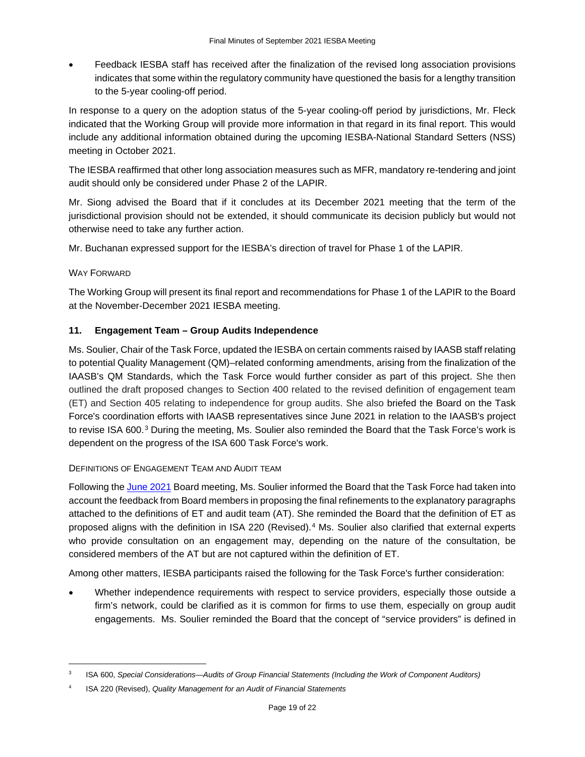- Feedback IESBA staff has received after the finalization of the revised long association provisions indicates that some within the regulatory community have questioned the basis for a lengthy transition to the 5-year cooling-off period.

In response to a query on the adoption status of the 5-year cooling-off period by jurisdictions, Mr. Fleck indicated that the Working Group will provide more information in that regard in its final report. This would include any additional information obtained during the upcoming IESBA-National Standard Setters (NSS) meeting in October 2021.

The IESBA reaffirmed that other long association measures such as MFR, mandatory re-tendering and joint audit should only be considered under Phase 2 of the LAPIR.

Mr. Siong advised the Board that if it concludes at its December 2021 meeting that the term of the jurisdictional provision should not be extended, it should communicate its decision publicly but would not otherwise need to take any further action.

Mr. Buchanan expressed support for the IESBA's direction of travel for Phase 1 of the LAPIR.

#### Way Forward

The Working Group will present its final report and recommendations for Phase 1 of the LAPIR to the Board at the November-December 2021 IESBA meeting.

### 11. Engagement Team – Group Audits Independence

Ms. Soulier, Chair of the Task Force, updated the IESBA on certain comments raised by IAASB staff relating to potential Quality Management (QM)–related conforming amendments, arising from the finalization of the IAASB's QM Standards, which the Task Force would further consider as part of this project. She then outlined the draft proposed changes to Section 400 related to the revised definition of engagement team (ET) and Section 405 relating to independence for group audits. She also briefed the Board on the Task Force's coordination efforts with IAASB representatives since June 2021 in relation to the IAASB's project to revise ISA 600.[3] During the meeting, Ms. Soulier also reminded the Board that the Task Force's work is dependent on the progress of the ISA 600 Task Force's work.

#### Definitions of Engagement Team and Audit team

Following the June 2021 Board meeting, Ms. Soulier informed the Board that the Task Force had taken into account the feedback from Board members in proposing the final refinements to the explanatory paragraphs attached to the definitions of ET and audit team (AT). She reminded the Board that the definition of ET as proposed aligns with the definition in ISA 220 (Revised).[4] Ms. Soulier also clarified that external experts who provide consultation on an engagement may, depending on the nature of the consultation, be considered members of the AT but are not captured within the definition of ET.

Among other matters, IESBA participants raised the following for the Task Force's further consideration:

- Whether independence requirements with respect to service providers, especially those outside a firm's network, could be clarified as it is common for firms to use them, especially on group audit engagements. Ms. Soulier reminded the Board that the concept of "service providers" is defined in

---

[3] ISA 600, *Special Considerations—Audits of Group Financial Statements (Including the Work of Component Auditors)*

[4] ISA 220 (Revised), *Quality Management for an Audit of Financial Statements*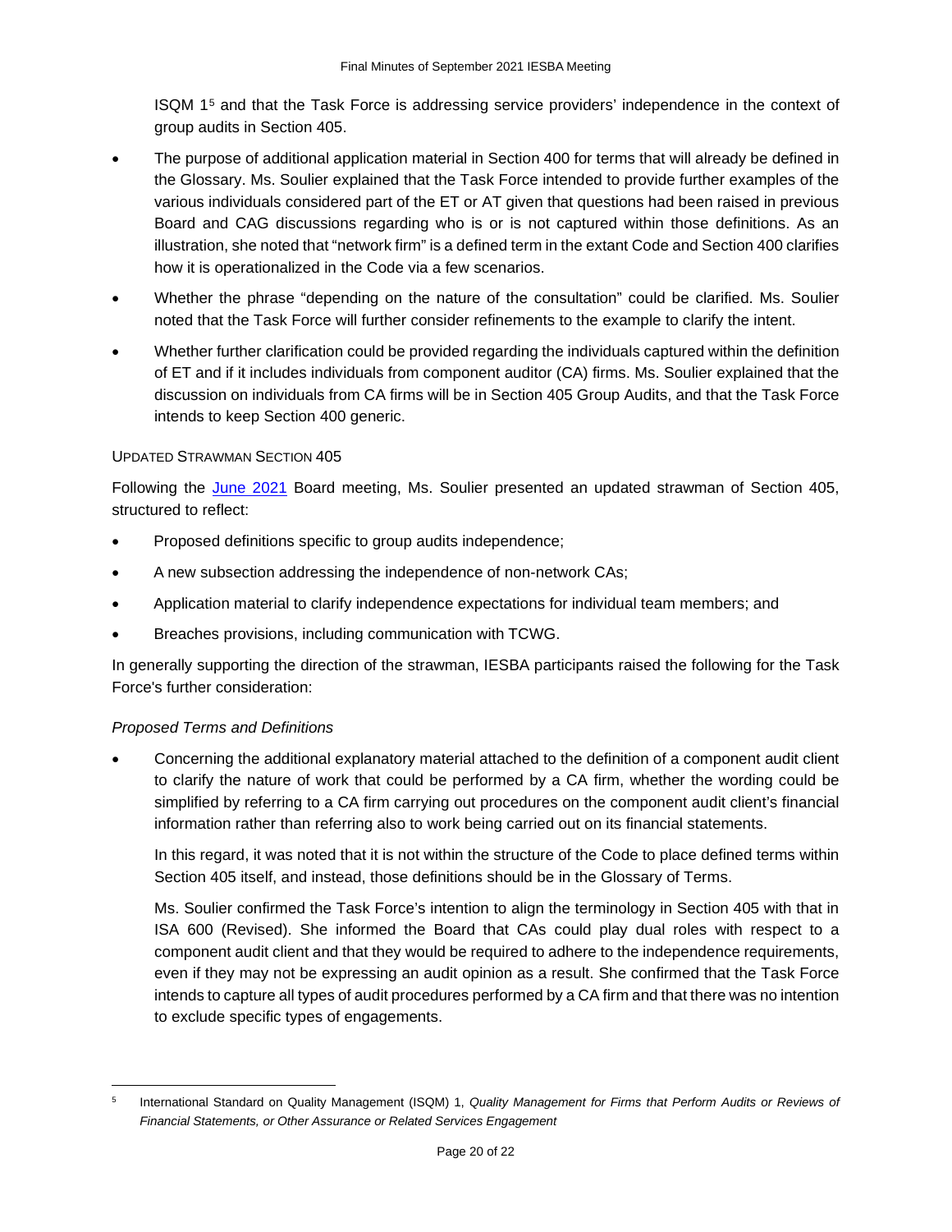ISQM 1[5] and that the Task Force is addressing service providers' independence in the context of group audits in Section 405.

- The purpose of additional application material in Section 400 for terms that will already be defined in the Glossary. Ms. Soulier explained that the Task Force intended to provide further examples of the various individuals considered part of the ET or AT given that questions had been raised in previous Board and CAG discussions regarding who is or is not captured within those definitions. As an illustration, she noted that "network firm" is a defined term in the extant Code and Section 400 clarifies how it is operationalized in the Code via a few scenarios.
- Whether the phrase "depending on the nature of the consultation" could be clarified. Ms. Soulier noted that the Task Force will further consider refinements to the example to clarify the intent.
- Whether further clarification could be provided regarding the individuals captured within the definition of ET and if it includes individuals from component auditor (CA) firms. Ms. Soulier explained that the discussion on individuals from CA firms will be in Section 405 Group Audits, and that the Task Force intends to keep Section 400 generic.

UPDATED STRAWMAN SECTION 405

Following the June 2021 Board meeting, Ms. Soulier presented an updated strawman of Section 405, structured to reflect:

- Proposed definitions specific to group audits independence;
- A new subsection addressing the independence of non-network CAs;
- Application material to clarify independence expectations for individual team members; and
- Breaches provisions, including communication with TCWG.

In generally supporting the direction of the strawman, IESBA participants raised the following for the Task Force's further consideration:

*Proposed Terms and Definitions*

- Concerning the additional explanatory material attached to the definition of a component audit client to clarify the nature of work that could be performed by a CA firm, whether the wording could be simplified by referring to a CA firm carrying out procedures on the component audit client's financial information rather than referring also to work being carried out on its financial statements.

  In this regard, it was noted that it is not within the structure of the Code to place defined terms within Section 405 itself, and instead, those definitions should be in the Glossary of Terms.

  Ms. Soulier confirmed the Task Force's intention to align the terminology in Section 405 with that in ISA 600 (Revised). She informed the Board that CAs could play dual roles with respect to a component audit client and that they would be required to adhere to the independence requirements, even if they may not be expressing an audit opinion as a result. She confirmed that the Task Force intends to capture all types of audit procedures performed by a CA firm and that there was no intention to exclude specific types of engagements.

---

[5] International Standard on Quality Management (ISQM) 1, *Quality Management for Firms that Perform Audits or Reviews of Financial Statements, or Other Assurance or Related Services Engagement*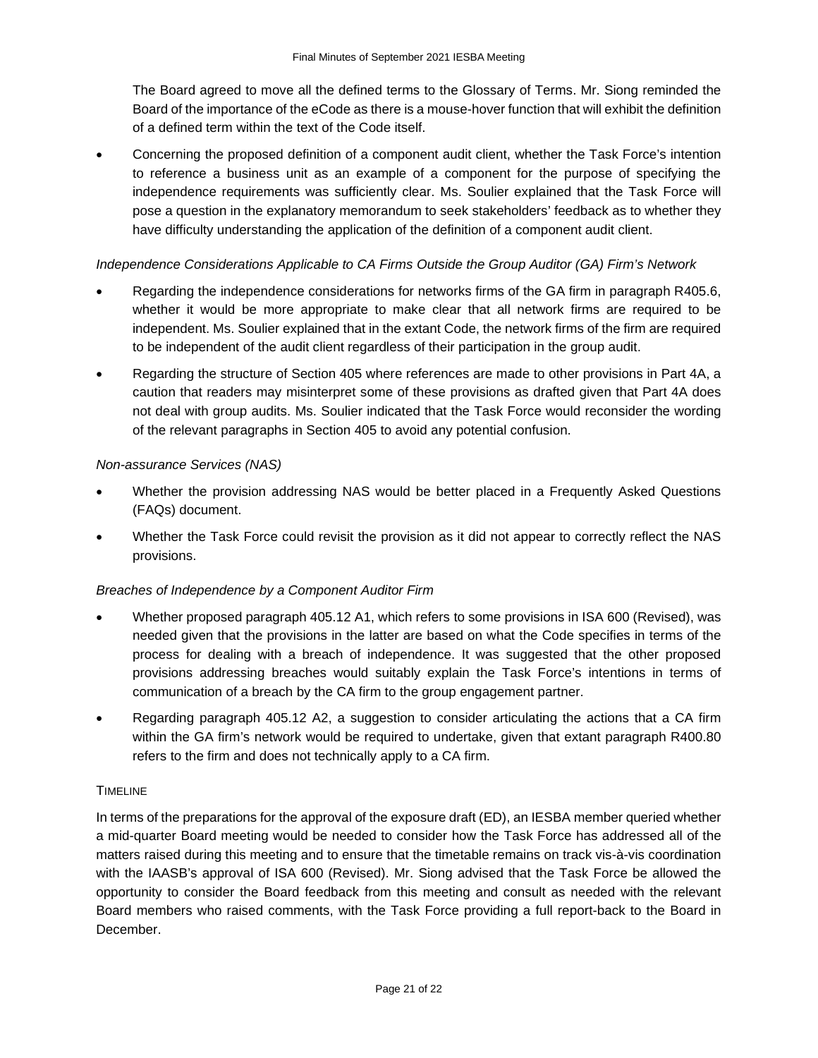The Board agreed to move all the defined terms to the Glossary of Terms. Mr. Siong reminded the Board of the importance of the eCode as there is a mouse-hover function that will exhibit the definition of a defined term within the text of the Code itself.

- Concerning the proposed definition of a component audit client, whether the Task Force's intention to reference a business unit as an example of a component for the purpose of specifying the independence requirements was sufficiently clear. Ms. Soulier explained that the Task Force will pose a question in the explanatory memorandum to seek stakeholders' feedback as to whether they have difficulty understanding the application of the definition of a component audit client.

*Independence Considerations Applicable to CA Firms Outside the Group Auditor (GA) Firm's Network*

- Regarding the independence considerations for networks firms of the GA firm in paragraph R405.6, whether it would be more appropriate to make clear that all network firms are required to be independent. Ms. Soulier explained that in the extant Code, the network firms of the firm are required to be independent of the audit client regardless of their participation in the group audit.
- Regarding the structure of Section 405 where references are made to other provisions in Part 4A, a caution that readers may misinterpret some of these provisions as drafted given that Part 4A does not deal with group audits. Ms. Soulier indicated that the Task Force would reconsider the wording of the relevant paragraphs in Section 405 to avoid any potential confusion.

*Non-assurance Services (NAS)*

- Whether the provision addressing NAS would be better placed in a Frequently Asked Questions (FAQs) document.
- Whether the Task Force could revisit the provision as it did not appear to correctly reflect the NAS provisions.

*Breaches of Independence by a Component Auditor Firm*

- Whether proposed paragraph 405.12 A1, which refers to some provisions in ISA 600 (Revised), was needed given that the provisions in the latter are based on what the Code specifies in terms of the process for dealing with a breach of independence. It was suggested that the other proposed provisions addressing breaches would suitably explain the Task Force's intentions in terms of communication of a breach by the CA firm to the group engagement partner.
- Regarding paragraph 405.12 A2, a suggestion to consider articulating the actions that a CA firm within the GA firm's network would be required to undertake, given that extant paragraph R400.80 refers to the firm and does not technically apply to a CA firm.

TIMELINE

In terms of the preparations for the approval of the exposure draft (ED), an IESBA member queried whether a mid-quarter Board meeting would be needed to consider how the Task Force has addressed all of the matters raised during this meeting and to ensure that the timetable remains on track vis-à-vis coordination with the IAASB's approval of ISA 600 (Revised). Mr. Siong advised that the Task Force be allowed the opportunity to consider the Board feedback from this meeting and consult as needed with the relevant Board members who raised comments, with the Task Force providing a full report-back to the Board in December.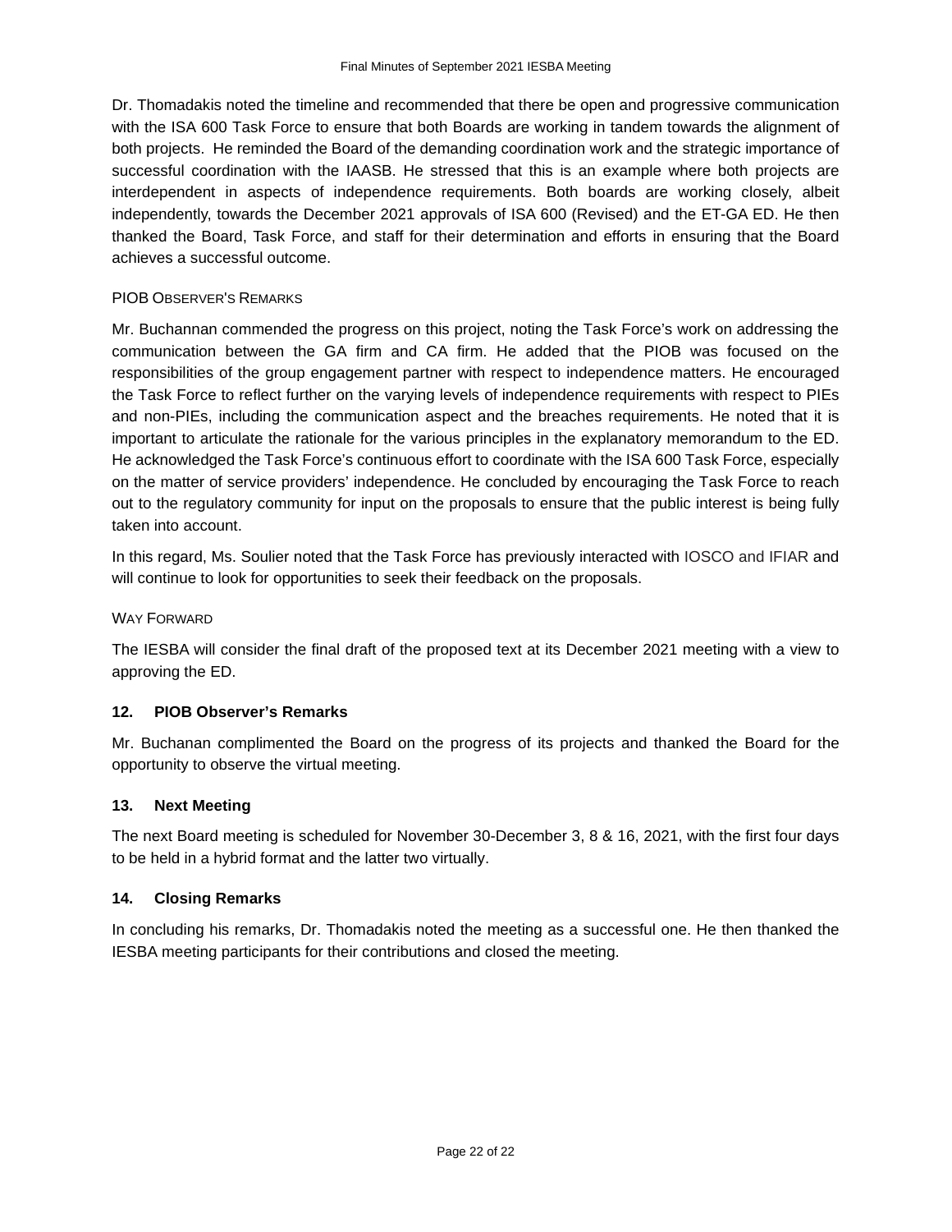Dr. Thomadakis noted the timeline and recommended that there be open and progressive communication with the ISA 600 Task Force to ensure that both Boards are working in tandem towards the alignment of both projects. He reminded the Board of the demanding coordination work and the strategic importance of successful coordination with the IAASB. He stressed that this is an example where both projects are interdependent in aspects of independence requirements. Both boards are working closely, albeit independently, towards the December 2021 approvals of ISA 600 (Revised) and the ET-GA ED. He then thanked the Board, Task Force, and staff for their determination and efforts in ensuring that the Board achieves a successful outcome.

#### PIOB Observer's Remarks

Mr. Buchannan commended the progress on this project, noting the Task Force's work on addressing the communication between the GA firm and CA firm. He added that the PIOB was focused on the responsibilities of the group engagement partner with respect to independence matters. He encouraged the Task Force to reflect further on the varying levels of independence requirements with respect to PIEs and non-PIEs, including the communication aspect and the breaches requirements. He noted that it is important to articulate the rationale for the various principles in the explanatory memorandum to the ED. He acknowledged the Task Force's continuous effort to coordinate with the ISA 600 Task Force, especially on the matter of service providers' independence. He concluded by encouraging the Task Force to reach out to the regulatory community for input on the proposals to ensure that the public interest is being fully taken into account.

In this regard, Ms. Soulier noted that the Task Force has previously interacted with IOSCO and IFIAR and will continue to look for opportunities to seek their feedback on the proposals.

#### Way Forward

The IESBA will consider the final draft of the proposed text at its December 2021 meeting with a view to approving the ED.

## 12. PIOB Observer's Remarks

Mr. Buchanan complimented the Board on the progress of its projects and thanked the Board for the opportunity to observe the virtual meeting.

## 13. Next Meeting

The next Board meeting is scheduled for November 30-December 3, 8 & 16, 2021, with the first four days to be held in a hybrid format and the latter two virtually.

## 14. Closing Remarks

In concluding his remarks, Dr. Thomadakis noted the meeting as a successful one. He then thanked the IESBA meeting participants for their contributions and closed the meeting.